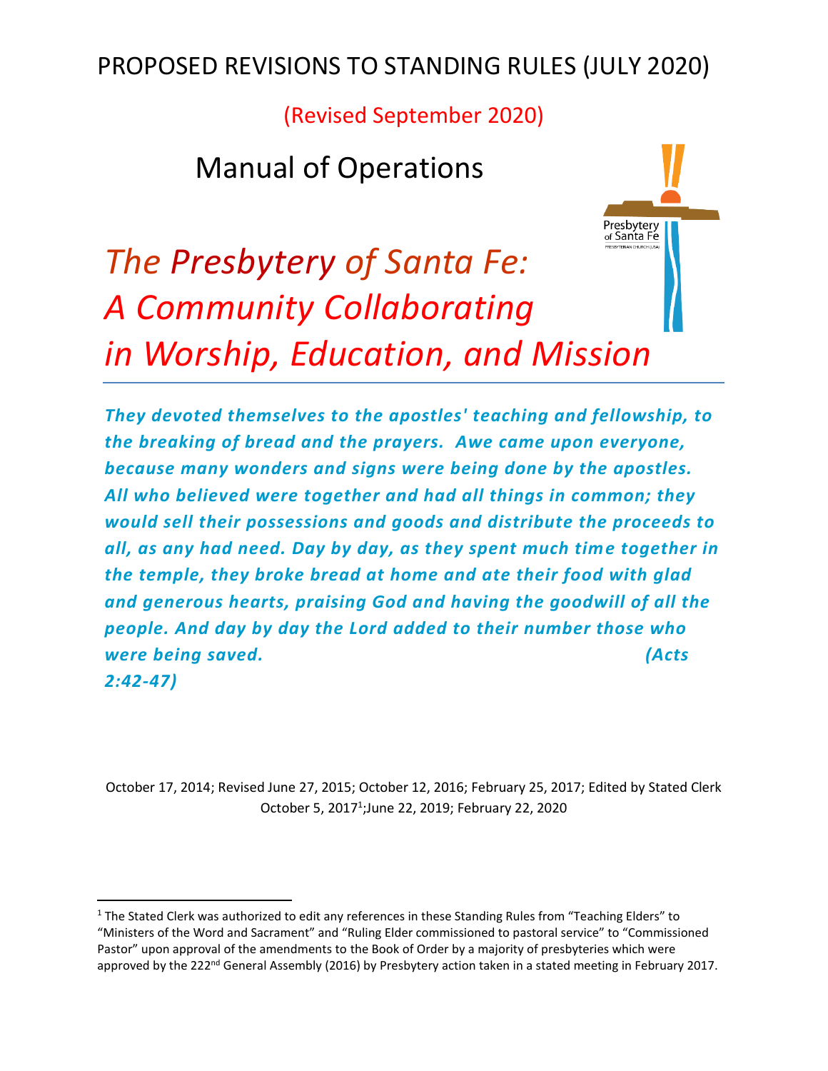# PROPOSED REVISIONS TO STANDING RULES (JULY 2020)

(Revised September 2020)

## Manual of Operations

# *The Presbytery of Santa Fe: A Community Collaborating in Worship, Education, and Mission*

***They devoted themselves to the apostles' teaching and fellowship, to the breaking of bread and the prayers. Awe came upon everyone, because many wonders and signs were being done by the apostles. All who believed were together and had all things in common; they would sell their possessions and goods and distribute the proceeds to all, as any had need. Day by day, as they spent much time together in the temple, they broke bread at home and ate their food with glad and generous hearts, praising God and having the goodwill of all the people. And day by day the Lord added to their number those who were being saved. (Acts 2:42-47)***

October 17, 2014; Revised June 27, 2015; October 12, 2016; February 25, 2017; Edited by Stated Clerk October 5, 2017[1]; June 22, 2019; February 22, 2020

---

[1] The Stated Clerk was authorized to edit any references in these Standing Rules from "Teaching Elders" to "Ministers of the Word and Sacrament" and "Ruling Elder commissioned to pastoral service" to "Commissioned Pastor" upon approval of the amendments to the Book of Order by a majority of presbyteries which were approved by the 222nd General Assembly (2016) by Presbytery action taken in a stated meeting in February 2017.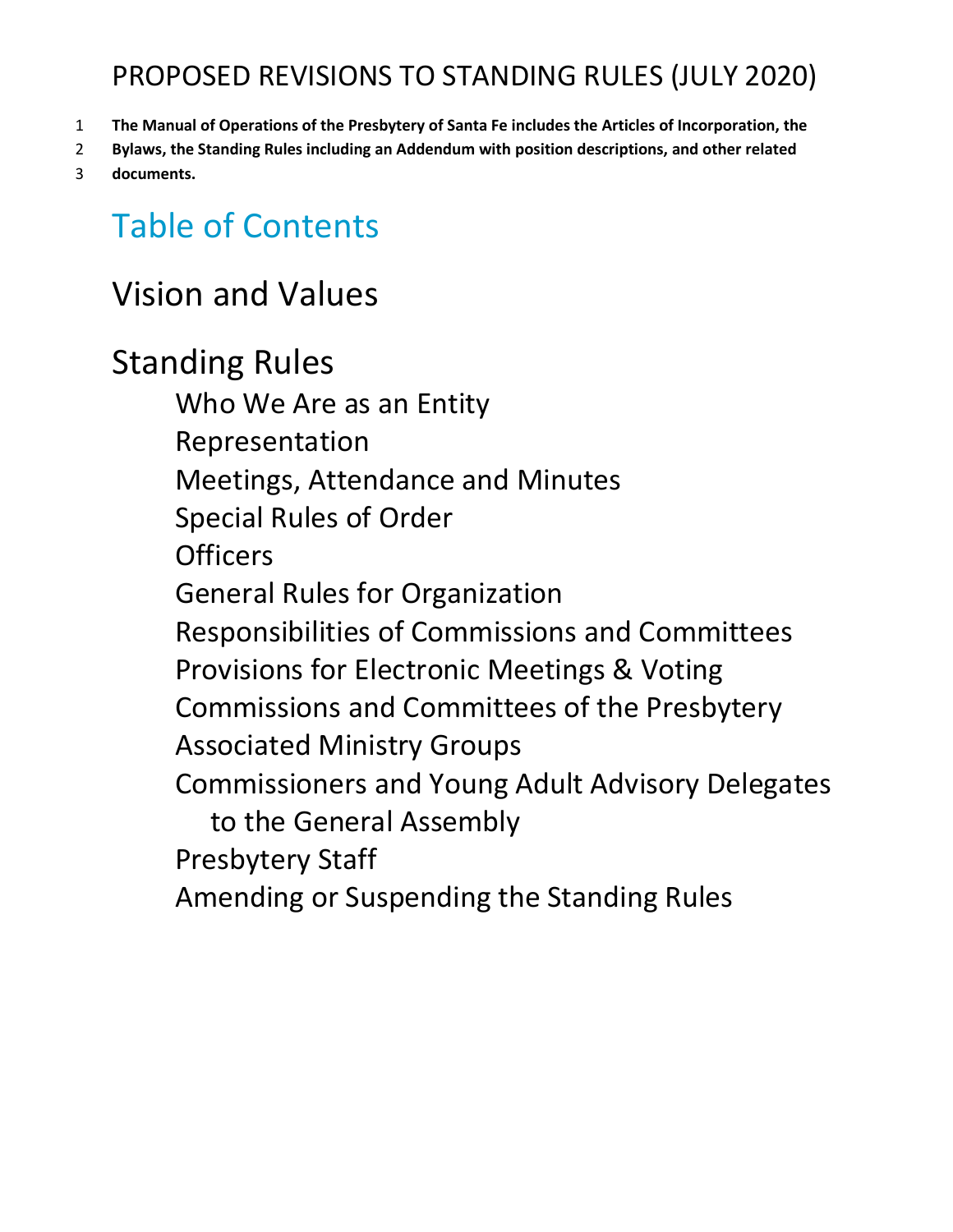# PROPOSED REVISIONS TO STANDING RULES (JULY 2020)

**The Manual of Operations of the Presbytery of Santa Fe includes the Articles of Incorporation, the Bylaws, the Standing Rules including an Addendum with position descriptions, and other related documents.**

## Table of Contents

## Vision and Values

## Standing Rules

- Who We Are as an Entity
- Representation
- Meetings, Attendance and Minutes
- Special Rules of Order
- Officers
- General Rules for Organization
- Responsibilities of Commissions and Committees
- Provisions for Electronic Meetings & Voting
- Commissions and Committees of the Presbytery
- Associated Ministry Groups
- Commissioners and Young Adult Advisory Delegates to the General Assembly
- Presbytery Staff
- Amending or Suspending the Standing Rules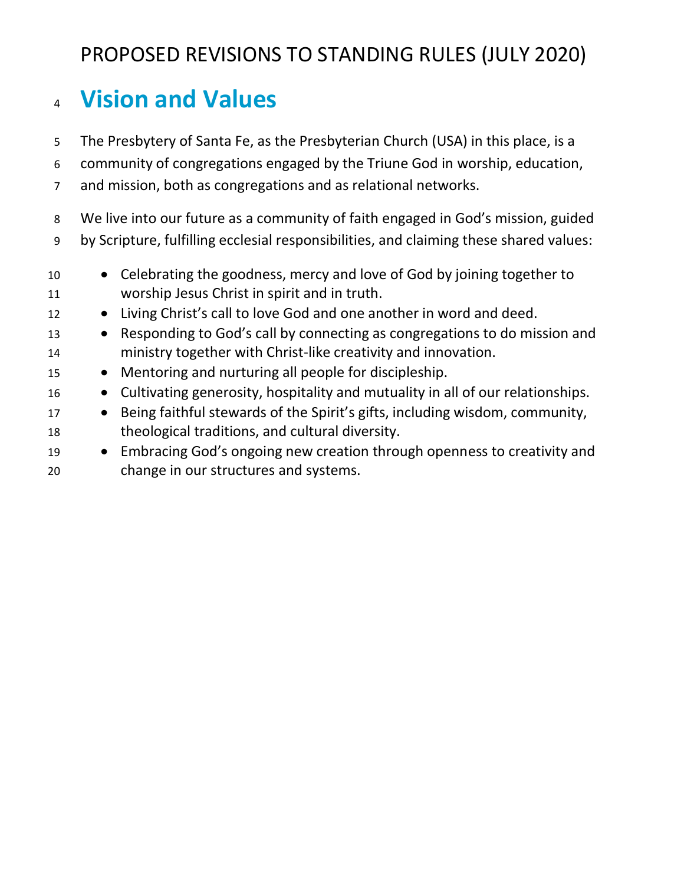PROPOSED REVISIONS TO STANDING RULES (JULY 2020)

# Vision and Values

The Presbytery of Santa Fe, as the Presbyterian Church (USA) in this place, is a community of congregations engaged by the Triune God in worship, education, and mission, both as congregations and as relational networks.

We live into our future as a community of faith engaged in God's mission, guided by Scripture, fulfilling ecclesial responsibilities, and claiming these shared values:

- Celebrating the goodness, mercy and love of God by joining together to worship Jesus Christ in spirit and in truth.
- Living Christ's call to love God and one another in word and deed.
- Responding to God's call by connecting as congregations to do mission and ministry together with Christ-like creativity and innovation.
- Mentoring and nurturing all people for discipleship.
- Cultivating generosity, hospitality and mutuality in all of our relationships.
- Being faithful stewards of the Spirit's gifts, including wisdom, community, theological traditions, and cultural diversity.
- Embracing God's ongoing new creation through openness to creativity and change in our structures and systems.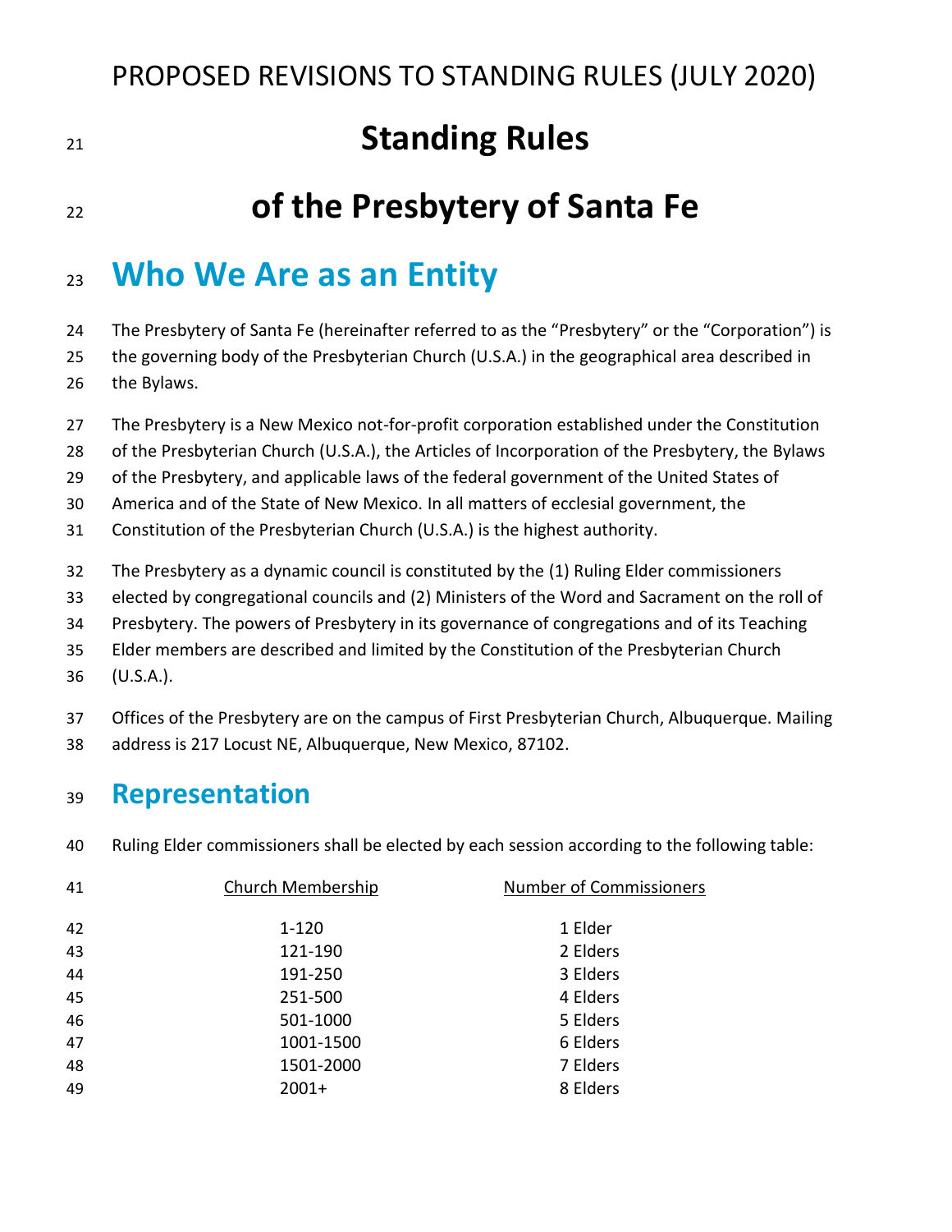PROPOSED REVISIONS TO STANDING RULES (JULY 2020)

# Standing Rules

# of the Presbytery of Santa Fe

## Who We Are as an Entity

The Presbytery of Santa Fe (hereinafter referred to as the "Presbytery" or the "Corporation") is the governing body of the Presbyterian Church (U.S.A.) in the geographical area described in the Bylaws.

The Presbytery is a New Mexico not-for-profit corporation established under the Constitution of the Presbyterian Church (U.S.A.), the Articles of Incorporation of the Presbytery, the Bylaws of the Presbytery, and applicable laws of the federal government of the United States of America and of the State of New Mexico. In all matters of ecclesial government, the Constitution of the Presbyterian Church (U.S.A.) is the highest authority.

The Presbytery as a dynamic council is constituted by the (1) Ruling Elder commissioners elected by congregational councils and (2) Ministers of the Word and Sacrament on the roll of Presbytery. The powers of Presbytery in its governance of congregations and of its Teaching Elder members are described and limited by the Constitution of the Presbyterian Church (U.S.A.).

Offices of the Presbytery are on the campus of First Presbyterian Church, Albuquerque. Mailing address is 217 Locust NE, Albuquerque, New Mexico, 87102.

### Representation

Ruling Elder commissioners shall be elected by each session according to the following table:

| Church Membership | Number of Commissioners |
|---|---|
| 1-120 | 1 Elder |
| 121-190 | 2 Elders |
| 191-250 | 3 Elders |
| 251-500 | 4 Elders |
| 501-1000 | 5 Elders |
| 1001-1500 | 6 Elders |
| 1501-2000 | 7 Elders |
| 2001+ | 8 Elders |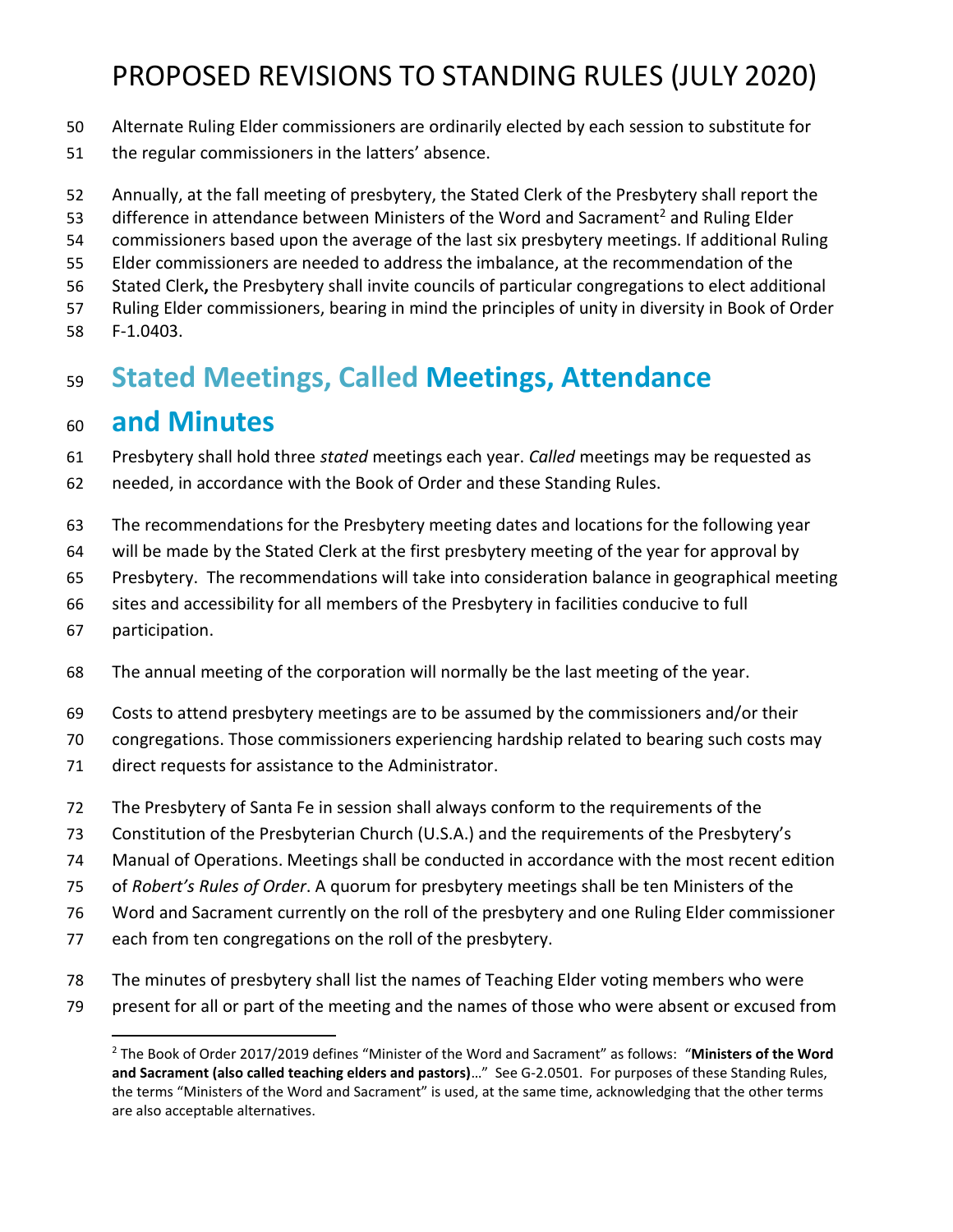Alternate Ruling Elder commissioners are ordinarily elected by each session to substitute for the regular commissioners in the latters' absence.

Annually, at the fall meeting of presbytery, the Stated Clerk of the Presbytery shall report the difference in attendance between Ministers of the Word and Sacrament[2] and Ruling Elder commissioners based upon the average of the last six presbytery meetings. If additional Ruling Elder commissioners are needed to address the imbalance, at the recommendation of the Stated Clerk**,** the Presbytery shall invite councils of particular congregations to elect additional Ruling Elder commissioners, bearing in mind the principles of unity in diversity in Book of Order F-1.0403.

## Stated Meetings, Called Meetings, Attendance and Minutes

Presbytery shall hold three *stated* meetings each year. *Called* meetings may be requested as needed, in accordance with the Book of Order and these Standing Rules.

The recommendations for the Presbytery meeting dates and locations for the following year will be made by the Stated Clerk at the first presbytery meeting of the year for approval by Presbytery. The recommendations will take into consideration balance in geographical meeting sites and accessibility for all members of the Presbytery in facilities conducive to full participation.

The annual meeting of the corporation will normally be the last meeting of the year.

Costs to attend presbytery meetings are to be assumed by the commissioners and/or their congregations. Those commissioners experiencing hardship related to bearing such costs may direct requests for assistance to the Administrator.

The Presbytery of Santa Fe in session shall always conform to the requirements of the Constitution of the Presbyterian Church (U.S.A.) and the requirements of the Presbytery's Manual of Operations. Meetings shall be conducted in accordance with the most recent edition of *Robert's Rules of Order*. A quorum for presbytery meetings shall be ten Ministers of the Word and Sacrament currently on the roll of the presbytery and one Ruling Elder commissioner each from ten congregations on the roll of the presbytery.

The minutes of presbytery shall list the names of Teaching Elder voting members who were present for all or part of the meeting and the names of those who were absent or excused from

---

[2] The Book of Order 2017/2019 defines "Minister of the Word and Sacrament" as follows: "**Ministers of the Word and Sacrament (also called teaching elders and pastors)**…" See G-2.0501. For purposes of these Standing Rules, the terms "Ministers of the Word and Sacrament" is used, at the same time, acknowledging that the other terms are also acceptable alternatives.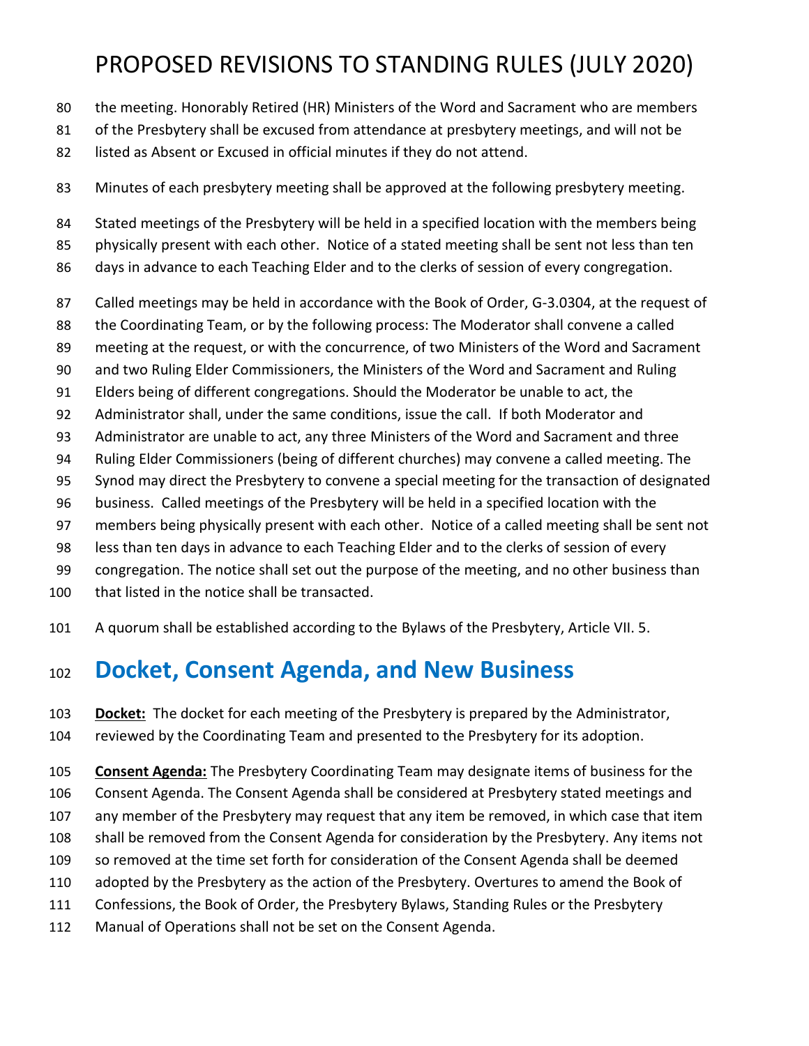the meeting. Honorably Retired (HR) Ministers of the Word and Sacrament who are members of the Presbytery shall be excused from attendance at presbytery meetings, and will not be listed as Absent or Excused in official minutes if they do not attend.

Minutes of each presbytery meeting shall be approved at the following presbytery meeting.

Stated meetings of the Presbytery will be held in a specified location with the members being physically present with each other. Notice of a stated meeting shall be sent not less than ten days in advance to each Teaching Elder and to the clerks of session of every congregation.

Called meetings may be held in accordance with the Book of Order, G-3.0304, at the request of the Coordinating Team, or by the following process: The Moderator shall convene a called meeting at the request, or with the concurrence, of two Ministers of the Word and Sacrament and two Ruling Elder Commissioners, the Ministers of the Word and Sacrament and Ruling Elders being of different congregations. Should the Moderator be unable to act, the Administrator shall, under the same conditions, issue the call. If both Moderator and Administrator are unable to act, any three Ministers of the Word and Sacrament and three Ruling Elder Commissioners (being of different churches) may convene a called meeting. The Synod may direct the Presbytery to convene a special meeting for the transaction of designated business. Called meetings of the Presbytery will be held in a specified location with the members being physically present with each other. Notice of a called meeting shall be sent not less than ten days in advance to each Teaching Elder and to the clerks of session of every congregation. The notice shall set out the purpose of the meeting, and no other business than that listed in the notice shall be transacted.

A quorum shall be established according to the Bylaws of the Presbytery, Article VII. 5.

## Docket, Consent Agenda, and New Business

**Docket:** The docket for each meeting of the Presbytery is prepared by the Administrator, reviewed by the Coordinating Team and presented to the Presbytery for its adoption.

**Consent Agenda:** The Presbytery Coordinating Team may designate items of business for the Consent Agenda. The Consent Agenda shall be considered at Presbytery stated meetings and any member of the Presbytery may request that any item be removed, in which case that item shall be removed from the Consent Agenda for consideration by the Presbytery. Any items not so removed at the time set forth for consideration of the Consent Agenda shall be deemed adopted by the Presbytery as the action of the Presbytery. Overtures to amend the Book of Confessions, the Book of Order, the Presbytery Bylaws, Standing Rules or the Presbytery Manual of Operations shall not be set on the Consent Agenda.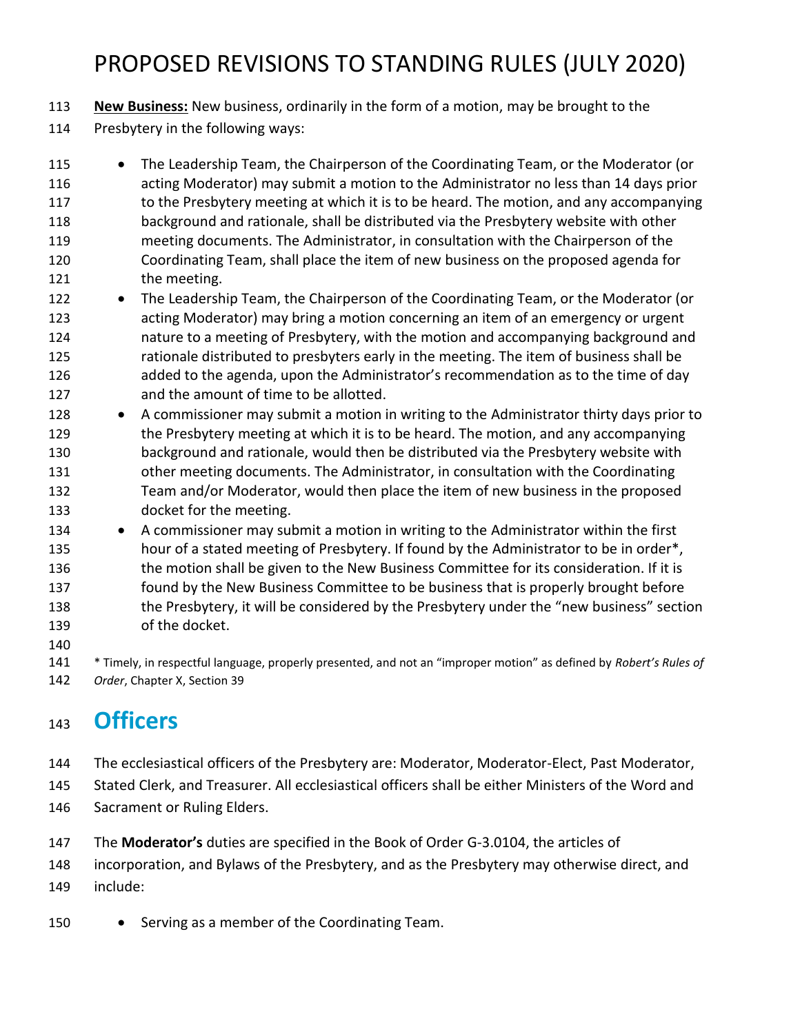**New Business:** New business, ordinarily in the form of a motion, may be brought to the Presbytery in the following ways:

- The Leadership Team, the Chairperson of the Coordinating Team, or the Moderator (or acting Moderator) may submit a motion to the Administrator no less than 14 days prior to the Presbytery meeting at which it is to be heard. The motion, and any accompanying background and rationale, shall be distributed via the Presbytery website with other meeting documents. The Administrator, in consultation with the Chairperson of the Coordinating Team, shall place the item of new business on the proposed agenda for the meeting.
- The Leadership Team, the Chairperson of the Coordinating Team, or the Moderator (or acting Moderator) may bring a motion concerning an item of an emergency or urgent nature to a meeting of Presbytery, with the motion and accompanying background and rationale distributed to presbyters early in the meeting. The item of business shall be added to the agenda, upon the Administrator's recommendation as to the time of day and the amount of time to be allotted.
- A commissioner may submit a motion in writing to the Administrator thirty days prior to the Presbytery meeting at which it is to be heard. The motion, and any accompanying background and rationale, would then be distributed via the Presbytery website with other meeting documents. The Administrator, in consultation with the Coordinating Team and/or Moderator, would then place the item of new business in the proposed docket for the meeting.
- A commissioner may submit a motion in writing to the Administrator within the first hour of a stated meeting of Presbytery. If found by the Administrator to be in order*, the motion shall be given to the New Business Committee for its consideration. If it is found by the New Business Committee to be business that is properly brought before the Presbytery, it will be considered by the Presbytery under the "new business" section of the docket.

\* Timely, in respectful language, properly presented, and not an "improper motion" as defined by *Robert's Rules of Order*, Chapter X, Section 39

# Officers

The ecclesiastical officers of the Presbytery are: Moderator, Moderator-Elect, Past Moderator, Stated Clerk, and Treasurer. All ecclesiastical officers shall be either Ministers of the Word and Sacrament or Ruling Elders.

The **Moderator's** duties are specified in the Book of Order G-3.0104, the articles of incorporation, and Bylaws of the Presbytery, and as the Presbytery may otherwise direct, and include:

- Serving as a member of the Coordinating Team.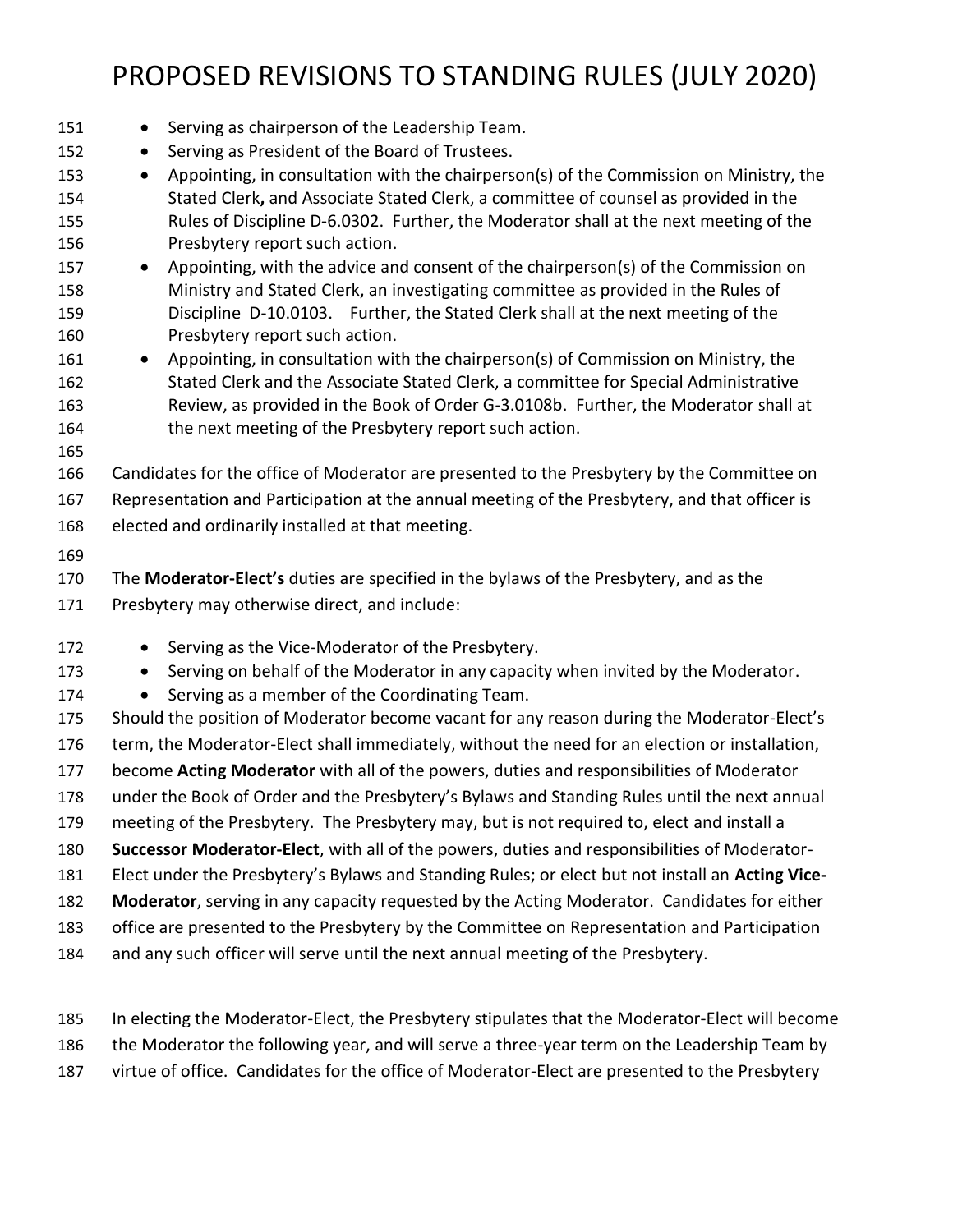- Serving as chairperson of the Leadership Team.
- Serving as President of the Board of Trustees.
- Appointing, in consultation with the chairperson(s) of the Commission on Ministry, the Stated Clerk**,** and Associate Stated Clerk, a committee of counsel as provided in the Rules of Discipline D-6.0302. Further, the Moderator shall at the next meeting of the Presbytery report such action.
- Appointing, with the advice and consent of the chairperson(s) of the Commission on Ministry and Stated Clerk, an investigating committee as provided in the Rules of Discipline D-10.0103. Further, the Stated Clerk shall at the next meeting of the Presbytery report such action.
- Appointing, in consultation with the chairperson(s) of Commission on Ministry, the Stated Clerk and the Associate Stated Clerk, a committee for Special Administrative Review, as provided in the Book of Order G-3.0108b. Further, the Moderator shall at the next meeting of the Presbytery report such action.

Candidates for the office of Moderator are presented to the Presbytery by the Committee on Representation and Participation at the annual meeting of the Presbytery, and that officer is elected and ordinarily installed at that meeting.

The **Moderator-Elect's** duties are specified in the bylaws of the Presbytery, and as the Presbytery may otherwise direct, and include:

- Serving as the Vice-Moderator of the Presbytery.
- Serving on behalf of the Moderator in any capacity when invited by the Moderator.
- Serving as a member of the Coordinating Team.

Should the position of Moderator become vacant for any reason during the Moderator-Elect's term, the Moderator-Elect shall immediately, without the need for an election or installation, become **Acting Moderator** with all of the powers, duties and responsibilities of Moderator under the Book of Order and the Presbytery's Bylaws and Standing Rules until the next annual meeting of the Presbytery. The Presbytery may, but is not required to, elect and install a **Successor Moderator-Elect**, with all of the powers, duties and responsibilities of Moderator-Elect under the Presbytery's Bylaws and Standing Rules; or elect but not install an **Acting Vice-Moderator**, serving in any capacity requested by the Acting Moderator. Candidates for either office are presented to the Presbytery by the Committee on Representation and Participation and any such officer will serve until the next annual meeting of the Presbytery.

In electing the Moderator-Elect, the Presbytery stipulates that the Moderator-Elect will become the Moderator the following year, and will serve a three-year term on the Leadership Team by virtue of office. Candidates for the office of Moderator-Elect are presented to the Presbytery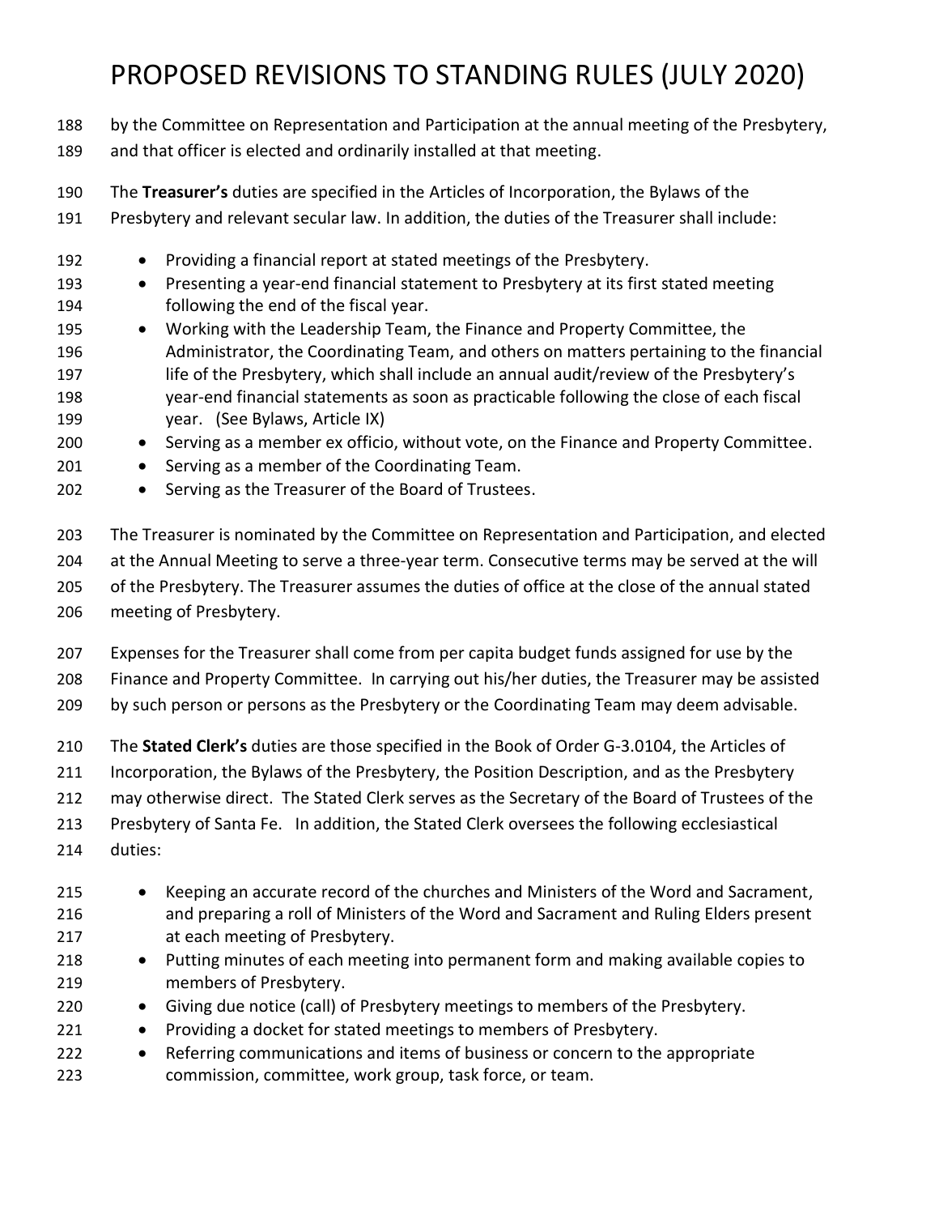by the Committee on Representation and Participation at the annual meeting of the Presbytery, and that officer is elected and ordinarily installed at that meeting.

The **Treasurer's** duties are specified in the Articles of Incorporation, the Bylaws of the Presbytery and relevant secular law. In addition, the duties of the Treasurer shall include:

- Providing a financial report at stated meetings of the Presbytery.
- Presenting a year-end financial statement to Presbytery at its first stated meeting following the end of the fiscal year.
- Working with the Leadership Team, the Finance and Property Committee, the Administrator, the Coordinating Team, and others on matters pertaining to the financial life of the Presbytery, which shall include an annual audit/review of the Presbytery's year-end financial statements as soon as practicable following the close of each fiscal year. (See Bylaws, Article IX)
- Serving as a member ex officio, without vote, on the Finance and Property Committee.
- Serving as a member of the Coordinating Team.
- Serving as the Treasurer of the Board of Trustees.

The Treasurer is nominated by the Committee on Representation and Participation, and elected at the Annual Meeting to serve a three-year term. Consecutive terms may be served at the will of the Presbytery. The Treasurer assumes the duties of office at the close of the annual stated meeting of Presbytery.

Expenses for the Treasurer shall come from per capita budget funds assigned for use by the Finance and Property Committee. In carrying out his/her duties, the Treasurer may be assisted by such person or persons as the Presbytery or the Coordinating Team may deem advisable.

The **Stated Clerk's** duties are those specified in the Book of Order G-3.0104, the Articles of Incorporation, the Bylaws of the Presbytery, the Position Description, and as the Presbytery may otherwise direct. The Stated Clerk serves as the Secretary of the Board of Trustees of the Presbytery of Santa Fe. In addition, the Stated Clerk oversees the following ecclesiastical duties:

- Keeping an accurate record of the churches and Ministers of the Word and Sacrament, and preparing a roll of Ministers of the Word and Sacrament and Ruling Elders present at each meeting of Presbytery.
- Putting minutes of each meeting into permanent form and making available copies to members of Presbytery.
- Giving due notice (call) of Presbytery meetings to members of the Presbytery.
- Providing a docket for stated meetings to members of Presbytery.
- Referring communications and items of business or concern to the appropriate commission, committee, work group, task force, or team.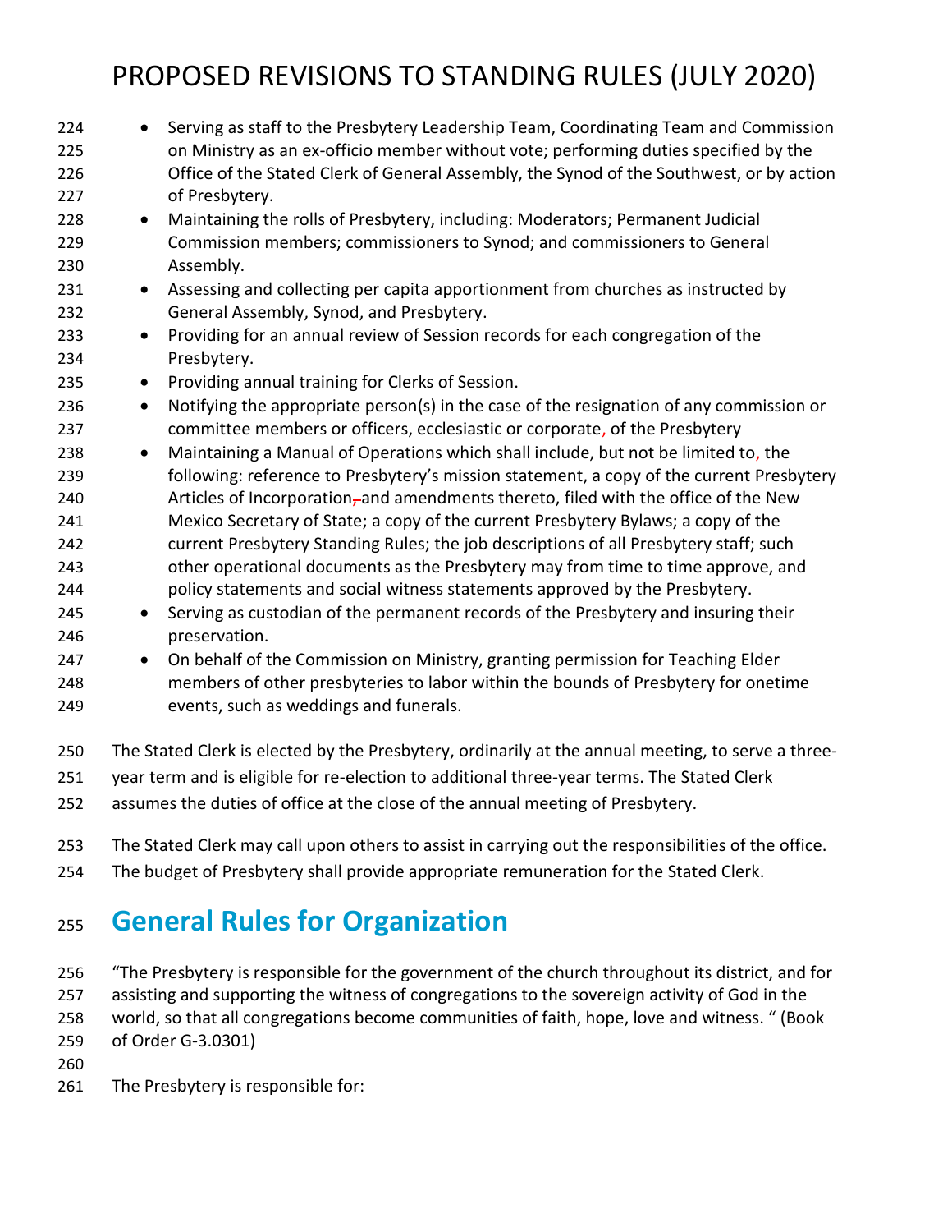- Serving as staff to the Presbytery Leadership Team, Coordinating Team and Commission on Ministry as an ex-officio member without vote; performing duties specified by the Office of the Stated Clerk of General Assembly, the Synod of the Southwest, or by action of Presbytery.
- Maintaining the rolls of Presbytery, including: Moderators; Permanent Judicial Commission members; commissioners to Synod; and commissioners to General Assembly.
- Assessing and collecting per capita apportionment from churches as instructed by General Assembly, Synod, and Presbytery.
- Providing for an annual review of Session records for each congregation of the Presbytery.
- Providing annual training for Clerks of Session.
- Notifying the appropriate person(s) in the case of the resignation of any commission or committee members or officers, ecclesiastic or corporate, of the Presbytery
- Maintaining a Manual of Operations which shall include, but not be limited to, the following: reference to Presbytery's mission statement, a copy of the current Presbytery Articles of Incorporation ~~,~~ and amendments thereto, filed with the office of the New Mexico Secretary of State; a copy of the current Presbytery Bylaws; a copy of the current Presbytery Standing Rules; the job descriptions of all Presbytery staff; such other operational documents as the Presbytery may from time to time approve, and policy statements and social witness statements approved by the Presbytery.
- Serving as custodian of the permanent records of the Presbytery and insuring their preservation.
- On behalf of the Commission on Ministry, granting permission for Teaching Elder members of other presbyteries to labor within the bounds of Presbytery for onetime events, such as weddings and funerals.

The Stated Clerk is elected by the Presbytery, ordinarily at the annual meeting, to serve a three-year term and is eligible for re-election to additional three-year terms. The Stated Clerk assumes the duties of office at the close of the annual meeting of Presbytery.

The Stated Clerk may call upon others to assist in carrying out the responsibilities of the office. The budget of Presbytery shall provide appropriate remuneration for the Stated Clerk.

# General Rules for Organization

"The Presbytery is responsible for the government of the church throughout its district, and for assisting and supporting the witness of congregations to the sovereign activity of God in the world, so that all congregations become communities of faith, hope, love and witness. " (Book of Order G-3.0301)

The Presbytery is responsible for: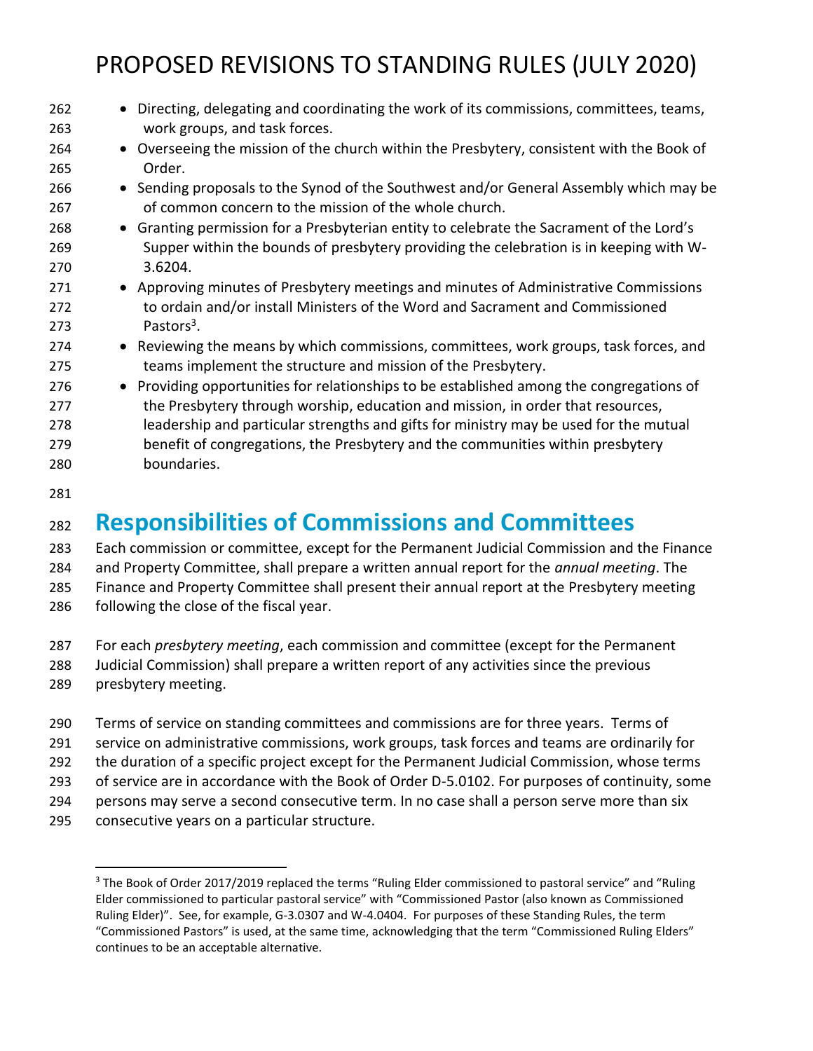- Directing, delegating and coordinating the work of its commissions, committees, teams, work groups, and task forces.
- Overseeing the mission of the church within the Presbytery, consistent with the Book of Order.
- Sending proposals to the Synod of the Southwest and/or General Assembly which may be of common concern to the mission of the whole church.
- Granting permission for a Presbyterian entity to celebrate the Sacrament of the Lord's Supper within the bounds of presbytery providing the celebration is in keeping with W-3.6204.
- Approving minutes of Presbytery meetings and minutes of Administrative Commissions to ordain and/or install Ministers of the Word and Sacrament and Commissioned Pastors[3].
- Reviewing the means by which commissions, committees, work groups, task forces, and teams implement the structure and mission of the Presbytery.
- Providing opportunities for relationships to be established among the congregations of the Presbytery through worship, education and mission, in order that resources, leadership and particular strengths and gifts for ministry may be used for the mutual benefit of congregations, the Presbytery and the communities within presbytery boundaries.

## Responsibilities of Commissions and Committees

Each commission or committee, except for the Permanent Judicial Commission and the Finance and Property Committee, shall prepare a written annual report for the *annual meeting*. The Finance and Property Committee shall present their annual report at the Presbytery meeting following the close of the fiscal year.

For each *presbytery meeting*, each commission and committee (except for the Permanent Judicial Commission) shall prepare a written report of any activities since the previous presbytery meeting.

Terms of service on standing committees and commissions are for three years. Terms of service on administrative commissions, work groups, task forces and teams are ordinarily for the duration of a specific project except for the Permanent Judicial Commission, whose terms of service are in accordance with the Book of Order D-5.0102. For purposes of continuity, some persons may serve a second consecutive term. In no case shall a person serve more than six consecutive years on a particular structure.

---

[3] The Book of Order 2017/2019 replaced the terms "Ruling Elder commissioned to pastoral service" and "Ruling Elder commissioned to particular pastoral service" with "Commissioned Pastor (also known as Commissioned Ruling Elder)". See, for example, G-3.0307 and W-4.0404. For purposes of these Standing Rules, the term "Commissioned Pastors" is used, at the same time, acknowledging that the term "Commissioned Ruling Elders" continues to be an acceptable alternative.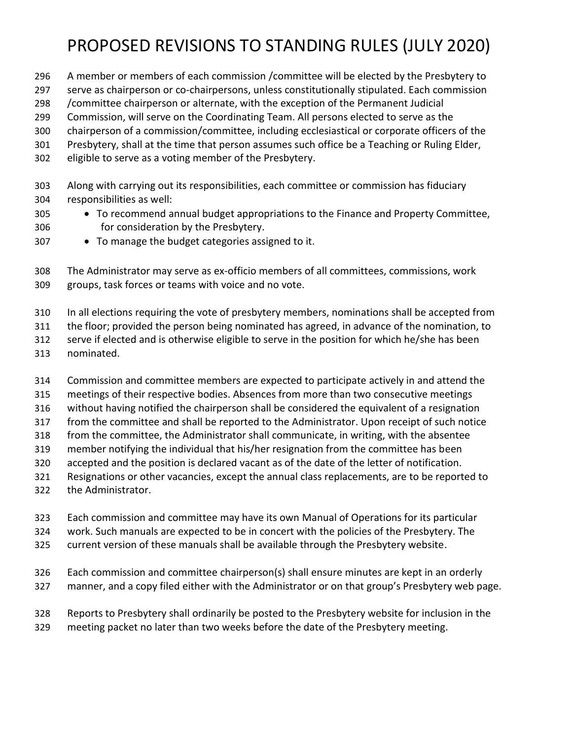# PROPOSED REVISIONS TO STANDING RULES (JULY 2020)

A member or members of each commission /committee will be elected by the Presbytery to serve as chairperson or co-chairpersons, unless constitutionally stipulated. Each commission /committee chairperson or alternate, with the exception of the Permanent Judicial Commission, will serve on the Coordinating Team. All persons elected to serve as the chairperson of a commission/committee, including ecclesiastical or corporate officers of the Presbytery, shall at the time that person assumes such office be a Teaching or Ruling Elder, eligible to serve as a voting member of the Presbytery.

Along with carrying out its responsibilities, each committee or commission has fiduciary responsibilities as well:

- To recommend annual budget appropriations to the Finance and Property Committee, for consideration by the Presbytery.
- To manage the budget categories assigned to it.

The Administrator may serve as ex-officio members of all committees, commissions, work groups, task forces or teams with voice and no vote.

In all elections requiring the vote of presbytery members, nominations shall be accepted from the floor; provided the person being nominated has agreed, in advance of the nomination, to serve if elected and is otherwise eligible to serve in the position for which he/she has been nominated.

Commission and committee members are expected to participate actively in and attend the meetings of their respective bodies. Absences from more than two consecutive meetings without having notified the chairperson shall be considered the equivalent of a resignation from the committee and shall be reported to the Administrator. Upon receipt of such notice from the committee, the Administrator shall communicate, in writing, with the absentee member notifying the individual that his/her resignation from the committee has been accepted and the position is declared vacant as of the date of the letter of notification. Resignations or other vacancies, except the annual class replacements, are to be reported to the Administrator.

Each commission and committee may have its own Manual of Operations for its particular work. Such manuals are expected to be in concert with the policies of the Presbytery. The current version of these manuals shall be available through the Presbytery website.

Each commission and committee chairperson(s) shall ensure minutes are kept in an orderly manner, and a copy filed either with the Administrator or on that group's Presbytery web page.

Reports to Presbytery shall ordinarily be posted to the Presbytery website for inclusion in the meeting packet no later than two weeks before the date of the Presbytery meeting.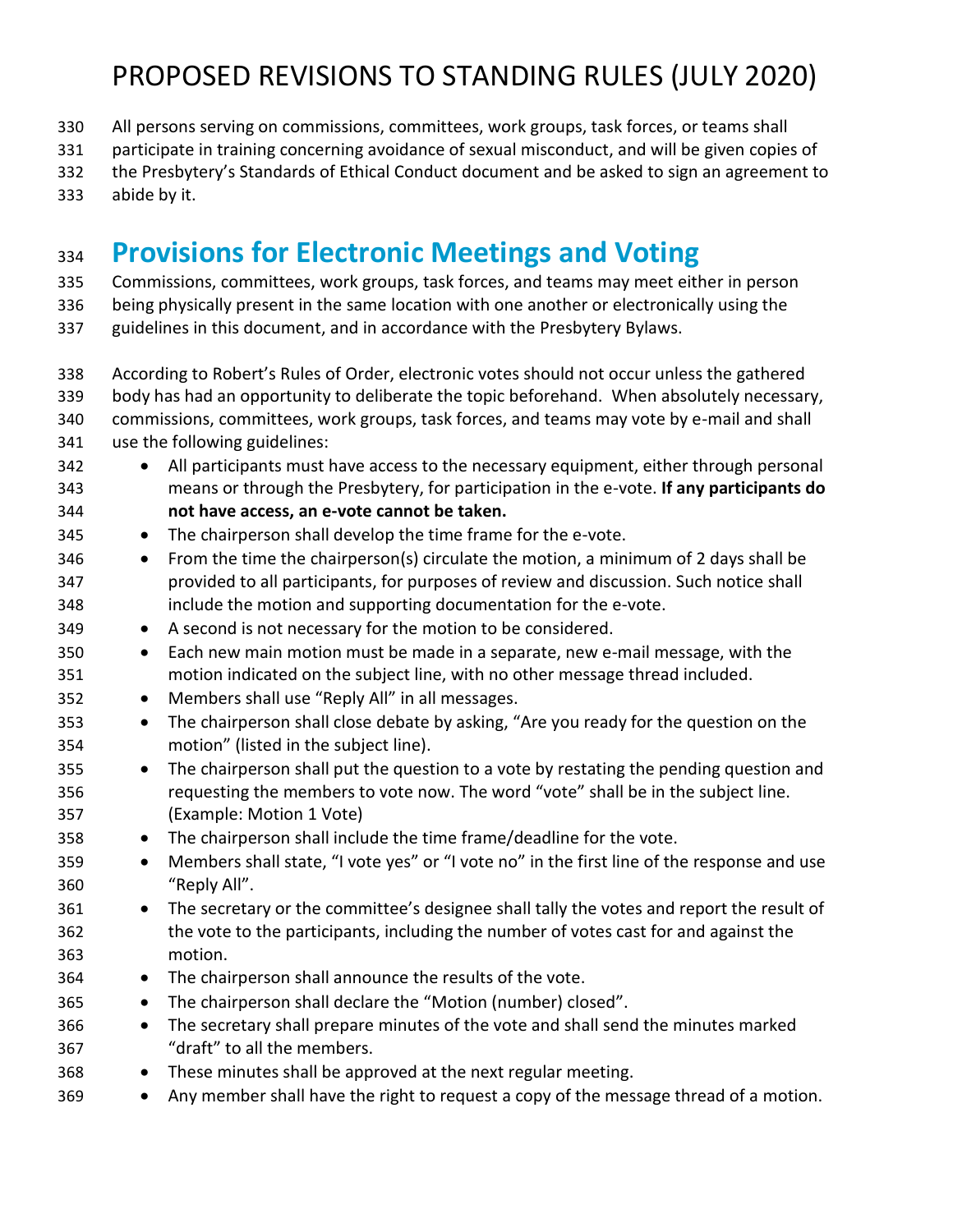All persons serving on commissions, committees, work groups, task forces, or teams shall participate in training concerning avoidance of sexual misconduct, and will be given copies of the Presbytery's Standards of Ethical Conduct document and be asked to sign an agreement to abide by it.

## Provisions for Electronic Meetings and Voting

Commissions, committees, work groups, task forces, and teams may meet either in person being physically present in the same location with one another or electronically using the guidelines in this document, and in accordance with the Presbytery Bylaws.

According to Robert's Rules of Order, electronic votes should not occur unless the gathered body has had an opportunity to deliberate the topic beforehand. When absolutely necessary, commissions, committees, work groups, task forces, and teams may vote by e-mail and shall use the following guidelines:

- All participants must have access to the necessary equipment, either through personal means or through the Presbytery, for participation in the e-vote. **If any participants do not have access, an e-vote cannot be taken.**
- The chairperson shall develop the time frame for the e-vote.
- From the time the chairperson(s) circulate the motion, a minimum of 2 days shall be provided to all participants, for purposes of review and discussion. Such notice shall include the motion and supporting documentation for the e-vote.
- A second is not necessary for the motion to be considered.
- Each new main motion must be made in a separate, new e-mail message, with the motion indicated on the subject line, with no other message thread included.
- Members shall use "Reply All" in all messages.
- The chairperson shall close debate by asking, "Are you ready for the question on the motion" (listed in the subject line).
- The chairperson shall put the question to a vote by restating the pending question and requesting the members to vote now. The word "vote" shall be in the subject line. (Example: Motion 1 Vote)
- The chairperson shall include the time frame/deadline for the vote.
- Members shall state, "I vote yes" or "I vote no" in the first line of the response and use "Reply All".
- The secretary or the committee's designee shall tally the votes and report the result of the vote to the participants, including the number of votes cast for and against the motion.
- The chairperson shall announce the results of the vote.
- The chairperson shall declare the "Motion (number) closed".
- The secretary shall prepare minutes of the vote and shall send the minutes marked "draft" to all the members.
- These minutes shall be approved at the next regular meeting.
- Any member shall have the right to request a copy of the message thread of a motion.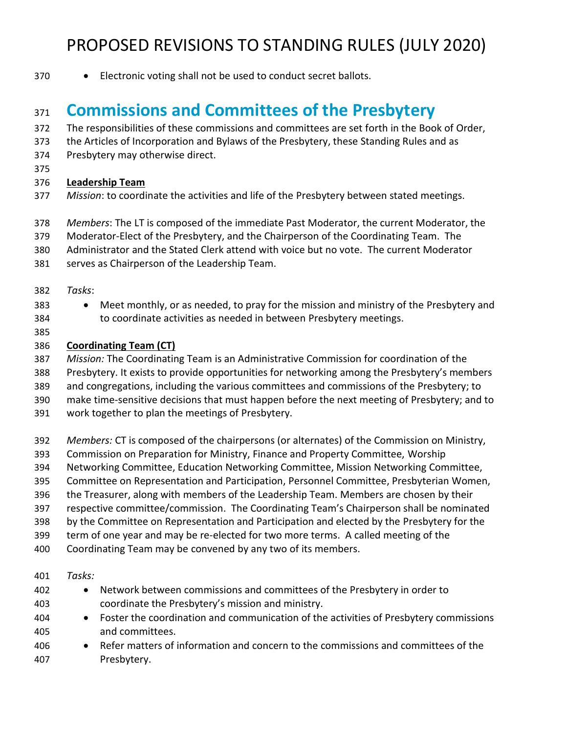- Electronic voting shall not be used to conduct secret ballots.

# Commissions and Committees of the Presbytery

The responsibilities of these commissions and committees are set forth in the Book of Order, the Articles of Incorporation and Bylaws of the Presbytery, these Standing Rules and as Presbytery may otherwise direct.

**Leadership Team**

*Mission*: to coordinate the activities and life of the Presbytery between stated meetings.

*Members*: The LT is composed of the immediate Past Moderator, the current Moderator, the Moderator-Elect of the Presbytery, and the Chairperson of the Coordinating Team. The Administrator and the Stated Clerk attend with voice but no vote. The current Moderator serves as Chairperson of the Leadership Team.

*Tasks*:

- Meet monthly, or as needed, to pray for the mission and ministry of the Presbytery and to coordinate activities as needed in between Presbytery meetings.

**Coordinating Team (CT)**

*Mission:* The Coordinating Team is an Administrative Commission for coordination of the Presbytery. It exists to provide opportunities for networking among the Presbytery's members and congregations, including the various committees and commissions of the Presbytery; to make time-sensitive decisions that must happen before the next meeting of Presbytery; and to work together to plan the meetings of Presbytery.

*Members:* CT is composed of the chairpersons (or alternates) of the Commission on Ministry, Commission on Preparation for Ministry, Finance and Property Committee, Worship Networking Committee, Education Networking Committee, Mission Networking Committee, Committee on Representation and Participation, Personnel Committee, Presbyterian Women, the Treasurer, along with members of the Leadership Team. Members are chosen by their respective committee/commission. The Coordinating Team's Chairperson shall be nominated by the Committee on Representation and Participation and elected by the Presbytery for the term of one year and may be re-elected for two more terms. A called meeting of the Coordinating Team may be convened by any two of its members.

*Tasks:*

- Network between commissions and committees of the Presbytery in order to coordinate the Presbytery's mission and ministry.
- Foster the coordination and communication of the activities of Presbytery commissions and committees.
- Refer matters of information and concern to the commissions and committees of the Presbytery.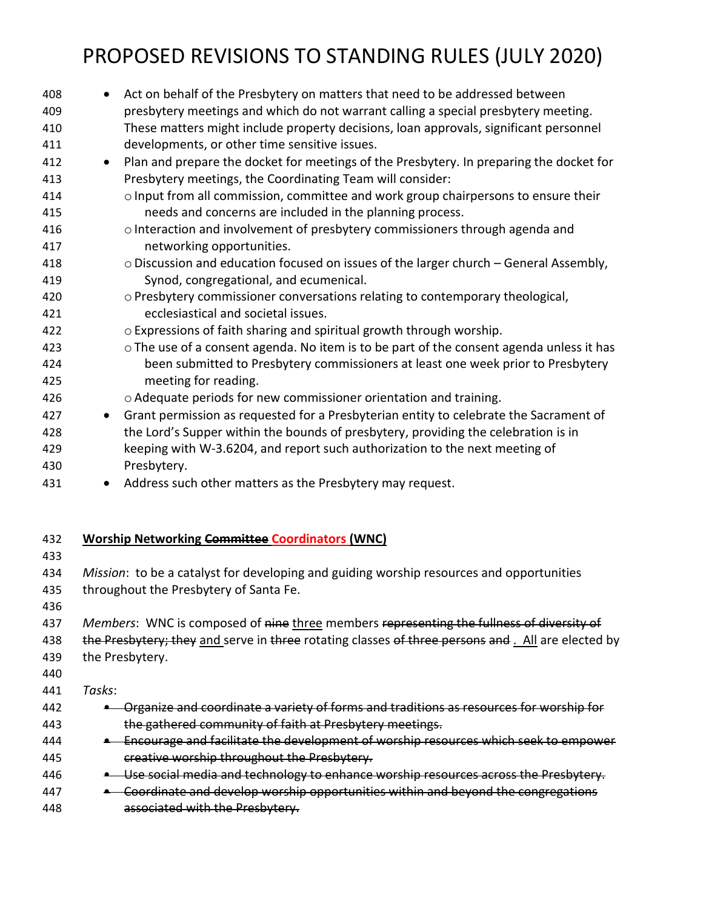- Act on behalf of the Presbytery on matters that need to be addressed between presbytery meetings and which do not warrant calling a special presbytery meeting. These matters might include property decisions, loan approvals, significant personnel developments, or other time sensitive issues.
- Plan and prepare the docket for meetings of the Presbytery. In preparing the docket for Presbytery meetings, the Coordinating Team will consider:
  - Input from all commission, committee and work group chairpersons to ensure their needs and concerns are included in the planning process.
  - Interaction and involvement of presbytery commissioners through agenda and networking opportunities.
  - Discussion and education focused on issues of the larger church – General Assembly, Synod, congregational, and ecumenical.
  - Presbytery commissioner conversations relating to contemporary theological, ecclesiastical and societal issues.
  - Expressions of faith sharing and spiritual growth through worship.
  - The use of a consent agenda. No item is to be part of the consent agenda unless it has been submitted to Presbytery commissioners at least one week prior to Presbytery meeting for reading.
  - Adequate periods for new commissioner orientation and training.
- Grant permission as requested for a Presbyterian entity to celebrate the Sacrament of the Lord's Supper within the bounds of presbytery, providing the celebration is in keeping with W-3.6204, and report such authorization to the next meeting of Presbytery.
- Address such other matters as the Presbytery may request.

**Worship Networking ~~Committee~~ Coordinators (WNC)**

*Mission*: to be a catalyst for developing and guiding worship resources and opportunities throughout the Presbytery of Santa Fe.

*Members*: WNC is composed of ~~nine~~ three members ~~representing the fullness of diversity of the Presbytery; they~~ and serve in ~~three~~ rotating classes ~~of three persons and~~ . All are elected by the Presbytery.

*Tasks*:

- ~~Organize and coordinate a variety of forms and traditions as resources for worship for the gathered community of faith at Presbytery meetings.~~
- ~~Encourage and facilitate the development of worship resources which seek to empower creative worship throughout the Presbytery.~~
- ~~Use social media and technology to enhance worship resources across the Presbytery.~~
- ~~Coordinate and develop worship opportunities within and beyond the congregations associated with the Presbytery.~~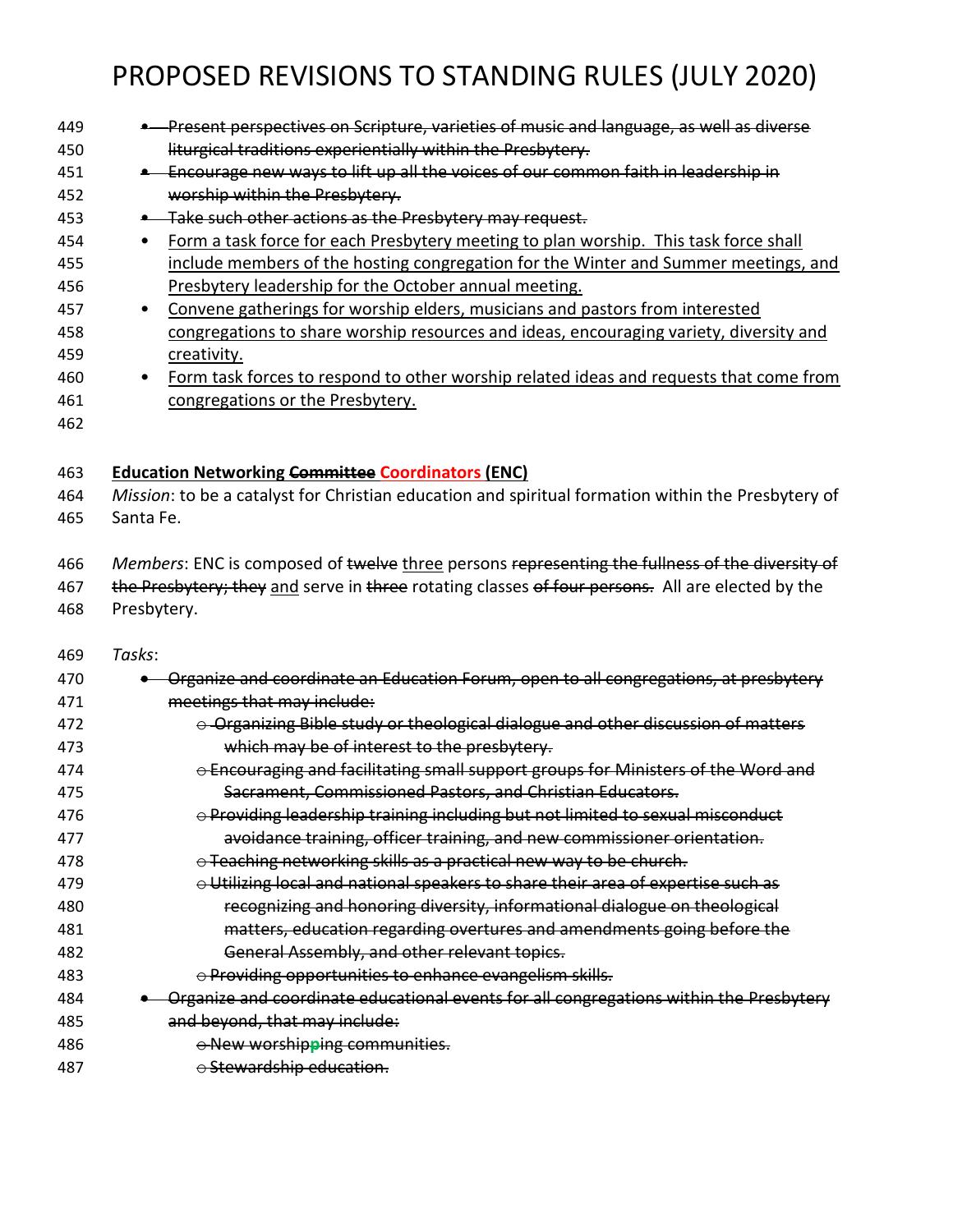449 • ~~Present perspectives on Scripture, varieties of music and language, as well as diverse~~
450 ~~liturgical traditions experientially within the Presbytery.~~
451 • ~~Encourage new ways to lift up all the voices of our common faith in leadership in~~
452 ~~worship within the Presbytery.~~
453 • ~~Take such other actions as the Presbytery may request.~~
454 • <u>Form a task force for each Presbytery meeting to plan worship. This task force shall</u>
455 <u>include members of the hosting congregation for the Winter and Summer meetings, and</u>
456 <u>Presbytery leadership for the October annual meeting.</u>
457 • <u>Convene gatherings for worship elders, musicians and pastors from interested</u>
458 <u>congregations to share worship resources and ideas, encouraging variety, diversity and</u>
459 <u>creativity.</u>
460 • <u>Form task forces to respond to other worship related ideas and requests that come from</u>
461 <u>congregations or the Presbytery.</u>
462

463 **Education Networking ~~Committee~~ Coordinators (ENC)**
464 *Mission*: to be a catalyst for Christian education and spiritual formation within the Presbytery of
465 Santa Fe.

466 *Members*: ENC is composed of ~~twelve~~ <u>three</u> persons ~~representing the fullness of the diversity of~~
467 ~~the Presbytery; they~~ <u>and</u> serve in ~~three~~ rotating classes ~~of four persons.~~ All are elected by the
468 Presbytery.

469 *Tasks*:
470 • ~~Organize and coordinate an Education Forum, open to all congregations, at presbytery~~
471 ~~meetings that may include:~~
472 ○ ~~Organizing Bible study or theological dialogue and other discussion of matters~~
473 ~~which may be of interest to the presbytery.~~
474 ○ ~~Encouraging and facilitating small support groups for Ministers of the Word and~~
475 ~~Sacrament, Commissioned Pastors, and Christian Educators.~~
476 ○ ~~Providing leadership training including but not limited to sexual misconduct~~
477 ~~avoidance training, officer training, and new commissioner orientation.~~
478 ○ ~~Teaching networking skills as a practical new way to be church.~~
479 ○ ~~Utilizing local and national speakers to share their area of expertise such as~~
480 ~~recognizing and honoring diversity, informational dialogue on theological~~
481 ~~matters, education regarding overtures and amendments going before the~~
482 ~~General Assembly, and other relevant topics.~~
483 ○ ~~Providing opportunities to enhance evangelism skills.~~
484 • ~~Organize and coordinate educational events for all congregations within the Presbytery~~
485 ~~and beyond, that may include:~~
486 ○ ~~New worshipping communities.~~
487 ○ ~~Stewardship education.~~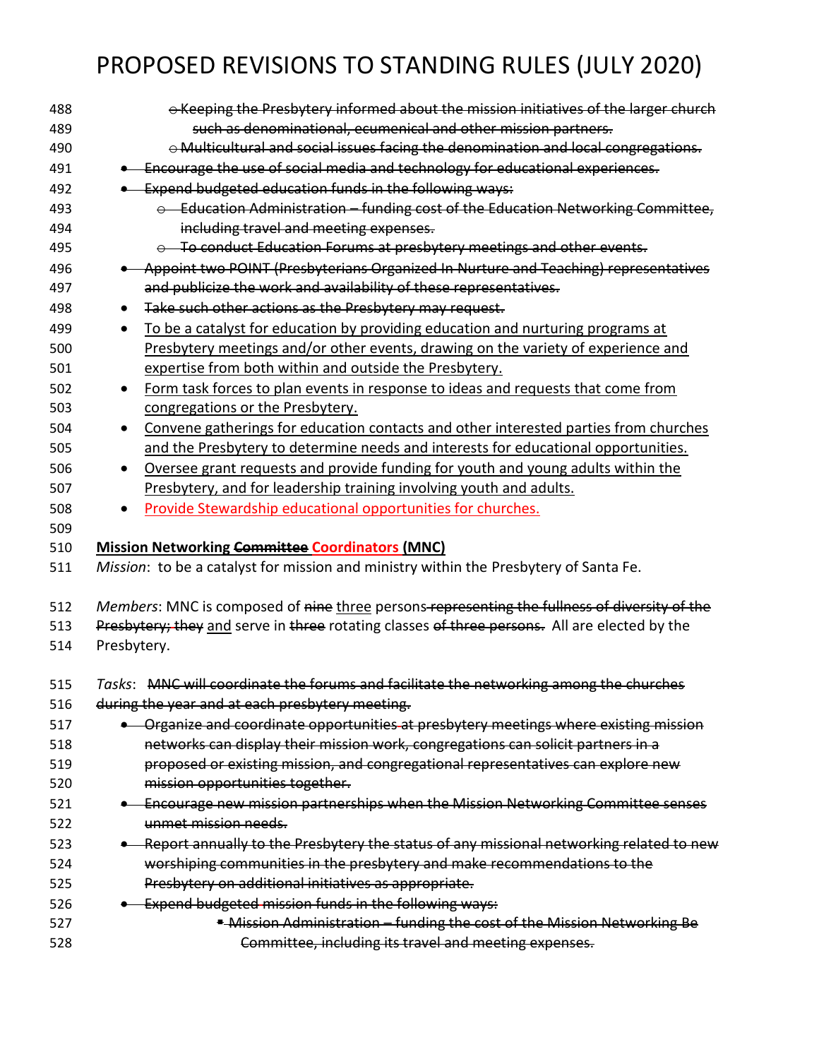488 ~~o Keeping the Presbytery informed about the mission initiatives of the larger church~~
489 ~~such as denominational, ecumenical and other mission partners.~~
490 ~~o Multicultural and social issues facing the denomination and local congregations.~~
491 ~~• Encourage the use of social media and technology for educational experiences.~~
492 ~~• Expend budgeted education funds in the following ways:~~
493 ~~o Education Administration – funding cost of the Education Networking Committee,~~
494 ~~including travel and meeting expenses.~~
495 ~~o To conduct Education Forums at presbytery meetings and other events.~~
496 ~~• Appoint two POINT (Presbyterians Organized In Nurture and Teaching) representatives~~
497 ~~and publicize the work and availability of these representatives.~~
498 • ~~Take such other actions as the Presbytery may request.~~
499 • <u>To be a catalyst for education by providing education and nurturing programs at</u>
500 <u>Presbytery meetings and/or other events, drawing on the variety of experience and</u>
501 <u>expertise from both within and outside the Presbytery.</u>
502 • <u>Form task forces to plan events in response to ideas and requests that come from</u>
503 <u>congregations or the Presbytery.</u>
504 • <u>Convene gatherings for education contacts and other interested parties from churches</u>
505 <u>and the Presbytery to determine needs and interests for educational opportunities.</u>
506 • <u>Oversee grant requests and provide funding for youth and young adults within the</u>
507 <u>Presbytery, and for leadership training involving youth and adults.</u>
508 • <u>Provide Stewardship educational opportunities for churches.</u>
509

510 **<u>Mission Networking ~~Committee~~ Coordinators (MNC)</u>**
511 *Mission*: to be a catalyst for mission and ministry within the Presbytery of Santa Fe.

512 *Members*: MNC is composed of ~~nine~~ <u>three</u> persons ~~representing the fullness of diversity of the~~
513 ~~Presbytery; they~~ <u>and</u> serve in ~~three~~ rotating classes ~~of three persons.~~ All are elected by the
514 Presbytery.

515 *Tasks*: ~~MNC will coordinate the forums and facilitate the networking among the churches~~
516 ~~during the year and at each presbytery meeting.~~
517 ~~• Organize and coordinate opportunities at presbytery meetings where existing mission~~
518 ~~networks can display their mission work, congregations can solicit partners in a~~
519 ~~proposed or existing mission, and congregational representatives can explore new~~
520 ~~mission opportunities together.~~
521 ~~• Encourage new mission partnerships when the Mission Networking Committee senses~~
522 ~~unmet mission needs.~~
523 ~~• Report annually to the Presbytery the status of any missional networking related to new~~
524 ~~worshiping communities in the presbytery and make recommendations to the~~
525 ~~Presbytery on additional initiatives as appropriate.~~
526 ~~• Expend budgeted mission funds in the following ways:~~
527 ~~▪ Mission Administration – funding the cost of the Mission Networking Be~~
528 ~~Committee, including its travel and meeting expenses.~~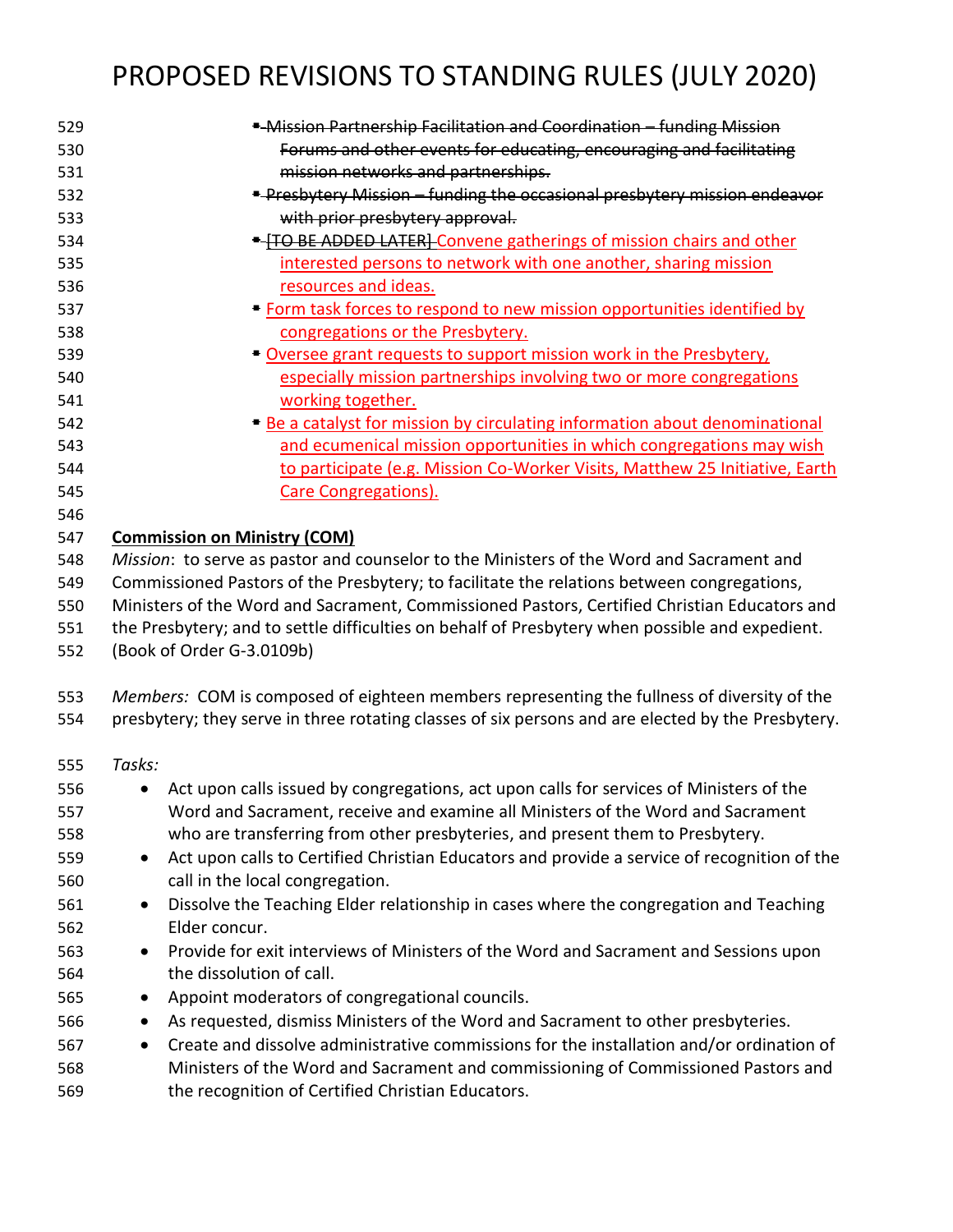- ~~Mission Partnership Facilitation and Coordination – funding Mission Forums and other events for educating, encouraging and facilitating mission networks and partnerships.~~
- ~~Presbytery Mission – funding the occasional presbytery mission endeavor with prior presbytery approval.~~
- ~~[TO BE ADDED LATER]~~ Convene gatherings of mission chairs and other interested persons to network with one another, sharing mission resources and ideas.
- Form task forces to respond to new mission opportunities identified by congregations or the Presbytery.
- Oversee grant requests to support mission work in the Presbytery, especially mission partnerships involving two or more congregations working together.
- Be a catalyst for mission by circulating information about denominational and ecumenical mission opportunities in which congregations may wish to participate (e.g. Mission Co-Worker Visits, Matthew 25 Initiative, Earth Care Congregations).

**Commission on Ministry (COM)**

*Mission*: to serve as pastor and counselor to the Ministers of the Word and Sacrament and Commissioned Pastors of the Presbytery; to facilitate the relations between congregations, Ministers of the Word and Sacrament, Commissioned Pastors, Certified Christian Educators and the Presbytery; and to settle difficulties on behalf of Presbytery when possible and expedient. (Book of Order G-3.0109b)

*Members:* COM is composed of eighteen members representing the fullness of diversity of the presbytery; they serve in three rotating classes of six persons and are elected by the Presbytery.

*Tasks:*

- Act upon calls issued by congregations, act upon calls for services of Ministers of the Word and Sacrament, receive and examine all Ministers of the Word and Sacrament who are transferring from other presbyteries, and present them to Presbytery.
- Act upon calls to Certified Christian Educators and provide a service of recognition of the call in the local congregation.
- Dissolve the Teaching Elder relationship in cases where the congregation and Teaching Elder concur.
- Provide for exit interviews of Ministers of the Word and Sacrament and Sessions upon the dissolution of call.
- Appoint moderators of congregational councils.
- As requested, dismiss Ministers of the Word and Sacrament to other presbyteries.
- Create and dissolve administrative commissions for the installation and/or ordination of Ministers of the Word and Sacrament and commissioning of Commissioned Pastors and the recognition of Certified Christian Educators.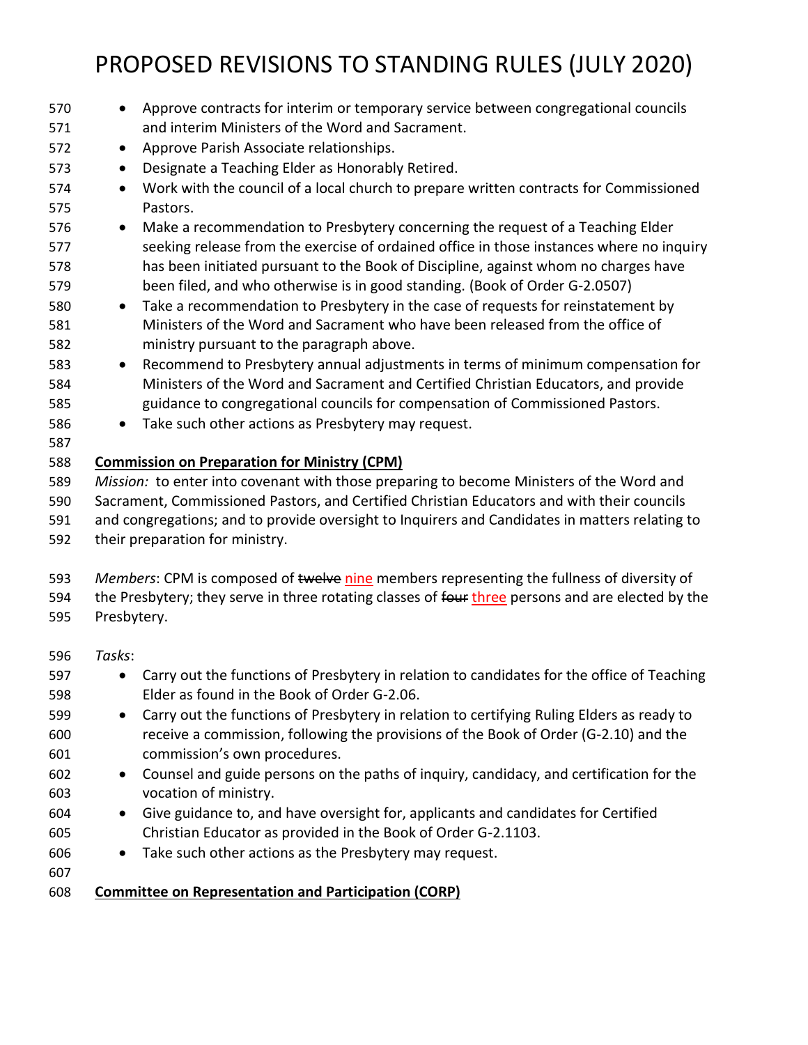- Approve contracts for interim or temporary service between congregational councils and interim Ministers of the Word and Sacrament.
- Approve Parish Associate relationships.
- Designate a Teaching Elder as Honorably Retired.
- Work with the council of a local church to prepare written contracts for Commissioned Pastors.
- Make a recommendation to Presbytery concerning the request of a Teaching Elder seeking release from the exercise of ordained office in those instances where no inquiry has been initiated pursuant to the Book of Discipline, against whom no charges have been filed, and who otherwise is in good standing. (Book of Order G-2.0507)
- Take a recommendation to Presbytery in the case of requests for reinstatement by Ministers of the Word and Sacrament who have been released from the office of ministry pursuant to the paragraph above.
- Recommend to Presbytery annual adjustments in terms of minimum compensation for Ministers of the Word and Sacrament and Certified Christian Educators, and provide guidance to congregational councils for compensation of Commissioned Pastors.
- Take such other actions as Presbytery may request.

**Commission on Preparation for Ministry (CPM)**

*Mission:* to enter into covenant with those preparing to become Ministers of the Word and Sacrament, Commissioned Pastors, and Certified Christian Educators and with their councils and congregations; and to provide oversight to Inquirers and Candidates in matters relating to their preparation for ministry.

*Members*: CPM is composed of ~~twelve~~ nine members representing the fullness of diversity of the Presbytery; they serve in three rotating classes of ~~four~~ three persons and are elected by the Presbytery.

*Tasks*:

- Carry out the functions of Presbytery in relation to candidates for the office of Teaching Elder as found in the Book of Order G-2.06.
- Carry out the functions of Presbytery in relation to certifying Ruling Elders as ready to receive a commission, following the provisions of the Book of Order (G-2.10) and the commission's own procedures.
- Counsel and guide persons on the paths of inquiry, candidacy, and certification for the vocation of ministry.
- Give guidance to, and have oversight for, applicants and candidates for Certified Christian Educator as provided in the Book of Order G-2.1103.
- Take such other actions as the Presbytery may request.

**Committee on Representation and Participation (CORP)**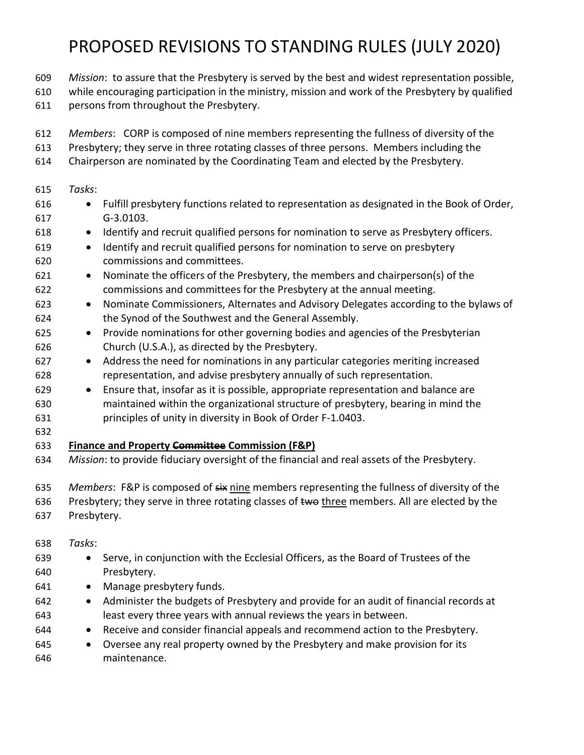# PROPOSED REVISIONS TO STANDING RULES (JULY 2020)

*Mission*: to assure that the Presbytery is served by the best and widest representation possible, while encouraging participation in the ministry, mission and work of the Presbytery by qualified persons from throughout the Presbytery.

*Members*: CORP is composed of nine members representing the fullness of diversity of the Presbytery; they serve in three rotating classes of three persons. Members including the Chairperson are nominated by the Coordinating Team and elected by the Presbytery.

*Tasks*:

- Fulfill presbytery functions related to representation as designated in the Book of Order, G-3.0103.
- Identify and recruit qualified persons for nomination to serve as Presbytery officers.
- Identify and recruit qualified persons for nomination to serve on presbytery commissions and committees.
- Nominate the officers of the Presbytery, the members and chairperson(s) of the commissions and committees for the Presbytery at the annual meeting.
- Nominate Commissioners, Alternates and Advisory Delegates according to the bylaws of the Synod of the Southwest and the General Assembly.
- Provide nominations for other governing bodies and agencies of the Presbyterian Church (U.S.A.), as directed by the Presbytery.
- Address the need for nominations in any particular categories meriting increased representation, and advise presbytery annually of such representation.
- Ensure that, insofar as it is possible, appropriate representation and balance are maintained within the organizational structure of presbytery, bearing in mind the principles of unity in diversity in Book of Order F-1.0403.

**Finance and Property ~~Committee~~ Commission (F&P)**

*Mission*: to provide fiduciary oversight of the financial and real assets of the Presbytery.

*Members*: F&P is composed of ~~six~~ <u>nine</u> members representing the fullness of diversity of the Presbytery; they serve in three rotating classes of ~~two~~ <u>three</u> members. All are elected by the Presbytery.

*Tasks*:

- Serve, in conjunction with the Ecclesial Officers, as the Board of Trustees of the Presbytery.
- Manage presbytery funds.
- Administer the budgets of Presbytery and provide for an audit of financial records at least every three years with annual reviews the years in between.
- Receive and consider financial appeals and recommend action to the Presbytery.
- Oversee any real property owned by the Presbytery and make provision for its maintenance.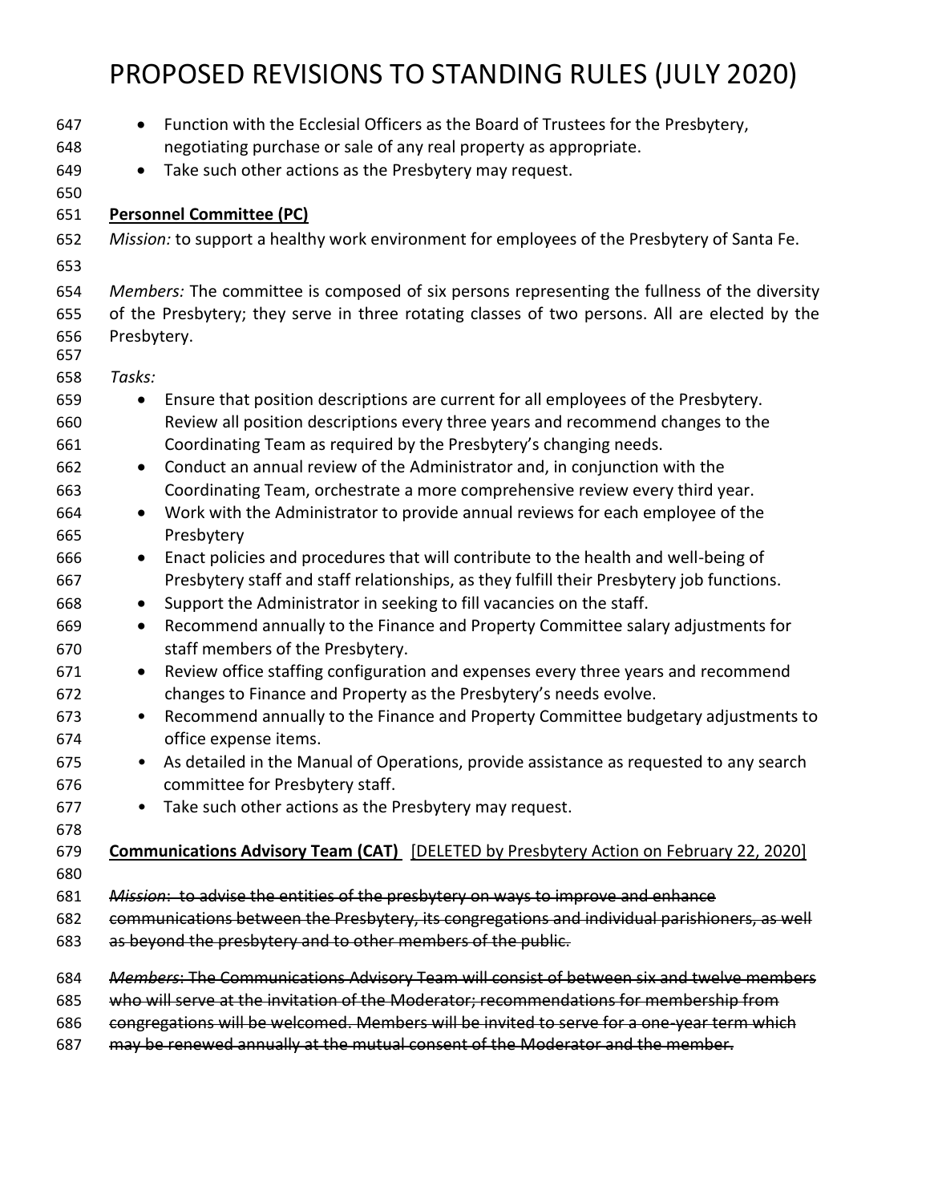- Function with the Ecclesial Officers as the Board of Trustees for the Presbytery, negotiating purchase or sale of any real property as appropriate.
- Take such other actions as the Presbytery may request.

**Personnel Committee (PC)**

*Mission:* to support a healthy work environment for employees of the Presbytery of Santa Fe.

*Members:* The committee is composed of six persons representing the fullness of the diversity of the Presbytery; they serve in three rotating classes of two persons. All are elected by the Presbytery.

*Tasks:*

- Ensure that position descriptions are current for all employees of the Presbytery. Review all position descriptions every three years and recommend changes to the Coordinating Team as required by the Presbytery's changing needs.
- Conduct an annual review of the Administrator and, in conjunction with the Coordinating Team, orchestrate a more comprehensive review every third year.
- Work with the Administrator to provide annual reviews for each employee of the Presbytery
- Enact policies and procedures that will contribute to the health and well-being of Presbytery staff and staff relationships, as they fulfill their Presbytery job functions.
- Support the Administrator in seeking to fill vacancies on the staff.
- Recommend annually to the Finance and Property Committee salary adjustments for staff members of the Presbytery.
- Review office staffing configuration and expenses every three years and recommend changes to Finance and Property as the Presbytery's needs evolve.
- Recommend annually to the Finance and Property Committee budgetary adjustments to office expense items.
- As detailed in the Manual of Operations, provide assistance as requested to any search committee for Presbytery staff.
- Take such other actions as the Presbytery may request.

**Communications Advisory Team (CAT)** [DELETED by Presbytery Action on February 22, 2020]

~~*Mission*: to advise the entities of the presbytery on ways to improve and enhance communications between the Presbytery, its congregations and individual parishioners, as well as beyond the presbytery and to other members of the public.~~

~~*Members*: The Communications Advisory Team will consist of between six and twelve members who will serve at the invitation of the Moderator; recommendations for membership from congregations will be welcomed. Members will be invited to serve for a one-year term which may be renewed annually at the mutual consent of the Moderator and the member.~~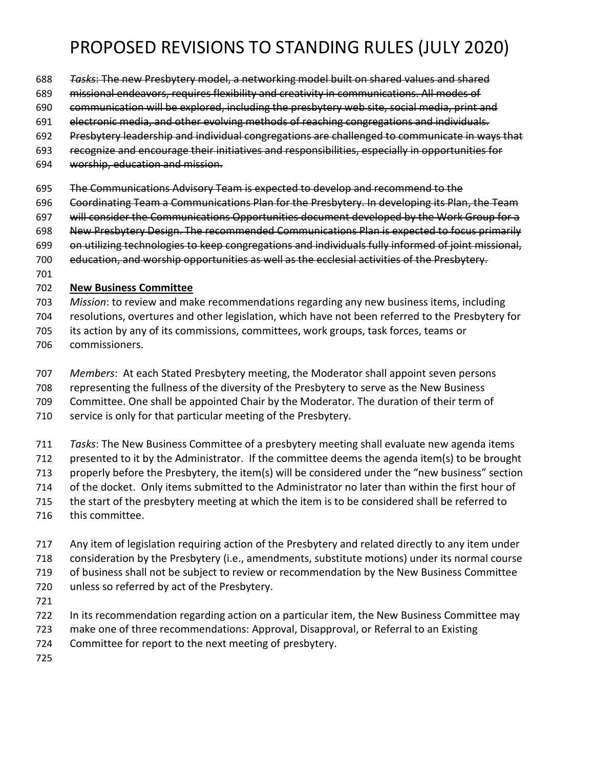# PROPOSED REVISIONS TO STANDING RULES (JULY 2020)

~~*Tasks*: The new Presbytery model, a networking model built on shared values and shared missional endeavors, requires flexibility and creativity in communications. All modes of communication will be explored, including the presbytery web site, social media, print and electronic media, and other evolving methods of reaching congregations and individuals. Presbytery leadership and individual congregations are challenged to communicate in ways that recognize and encourage their initiatives and responsibilities, especially in opportunities for worship, education and mission.~~

~~The Communications Advisory Team is expected to develop and recommend to the Coordinating Team a Communications Plan for the Presbytery. In developing its Plan, the Team will consider the Communications Opportunities document developed by the Work Group for a New Presbytery Design. The recommended Communications Plan is expected to focus primarily on utilizing technologies to keep congregations and individuals fully informed of joint missional, education, and worship opportunities as well as the ecclesial activities of the Presbytery.~~

**New Business Committee**

*Mission*: to review and make recommendations regarding any new business items, including resolutions, overtures and other legislation, which have not been referred to the Presbytery for its action by any of its commissions, committees, work groups, task forces, teams or commissioners.

*Members*: At each Stated Presbytery meeting, the Moderator shall appoint seven persons representing the fullness of the diversity of the Presbytery to serve as the New Business Committee. One shall be appointed Chair by the Moderator. The duration of their term of service is only for that particular meeting of the Presbytery.

*Tasks*: The New Business Committee of a presbytery meeting shall evaluate new agenda items presented to it by the Administrator. If the committee deems the agenda item(s) to be brought properly before the Presbytery, the item(s) will be considered under the "new business" section of the docket. Only items submitted to the Administrator no later than within the first hour of the start of the presbytery meeting at which the item is to be considered shall be referred to this committee.

Any item of legislation requiring action of the Presbytery and related directly to any item under consideration by the Presbytery (i.e., amendments, substitute motions) under its normal course of business shall not be subject to review or recommendation by the New Business Committee unless so referred by act of the Presbytery.

In its recommendation regarding action on a particular item, the New Business Committee may make one of three recommendations: Approval, Disapproval, or Referral to an Existing Committee for report to the next meeting of presbytery.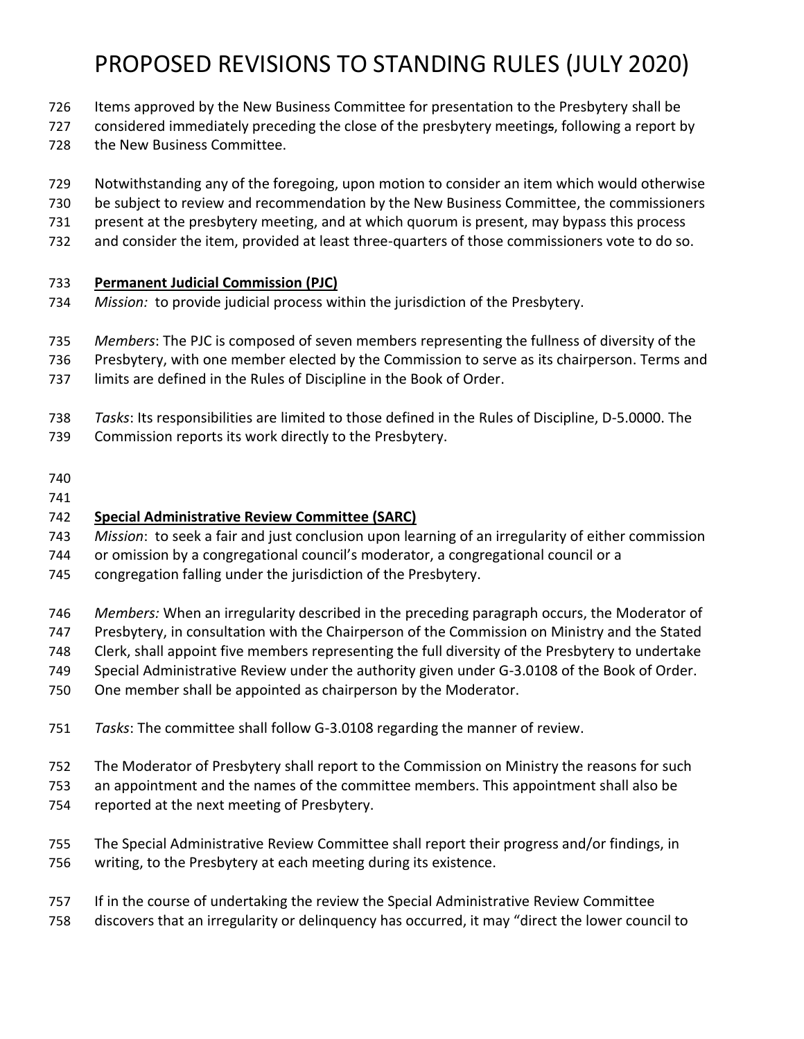Items approved by the New Business Committee for presentation to the Presbytery shall be considered immediately preceding the close of the presbytery meetings, following a report by the New Business Committee.

Notwithstanding any of the foregoing, upon motion to consider an item which would otherwise be subject to review and recommendation by the New Business Committee, the commissioners present at the presbytery meeting, and at which quorum is present, may bypass this process and consider the item, provided at least three-quarters of those commissioners vote to do so.

**Permanent Judicial Commission (PJC)**

*Mission:* to provide judicial process within the jurisdiction of the Presbytery.

*Members*: The PJC is composed of seven members representing the fullness of diversity of the Presbytery, with one member elected by the Commission to serve as its chairperson. Terms and limits are defined in the Rules of Discipline in the Book of Order.

*Tasks*: Its responsibilities are limited to those defined in the Rules of Discipline, D-5.0000. The Commission reports its work directly to the Presbytery.

**Special Administrative Review Committee (SARC)**

*Mission*: to seek a fair and just conclusion upon learning of an irregularity of either commission or omission by a congregational council's moderator, a congregational council or a congregation falling under the jurisdiction of the Presbytery.

*Members:* When an irregularity described in the preceding paragraph occurs, the Moderator of Presbytery, in consultation with the Chairperson of the Commission on Ministry and the Stated Clerk, shall appoint five members representing the full diversity of the Presbytery to undertake Special Administrative Review under the authority given under G-3.0108 of the Book of Order. One member shall be appointed as chairperson by the Moderator.

*Tasks*: The committee shall follow G-3.0108 regarding the manner of review.

The Moderator of Presbytery shall report to the Commission on Ministry the reasons for such an appointment and the names of the committee members. This appointment shall also be reported at the next meeting of Presbytery.

The Special Administrative Review Committee shall report their progress and/or findings, in writing, to the Presbytery at each meeting during its existence.

If in the course of undertaking the review the Special Administrative Review Committee discovers that an irregularity or delinquency has occurred, it may "direct the lower council to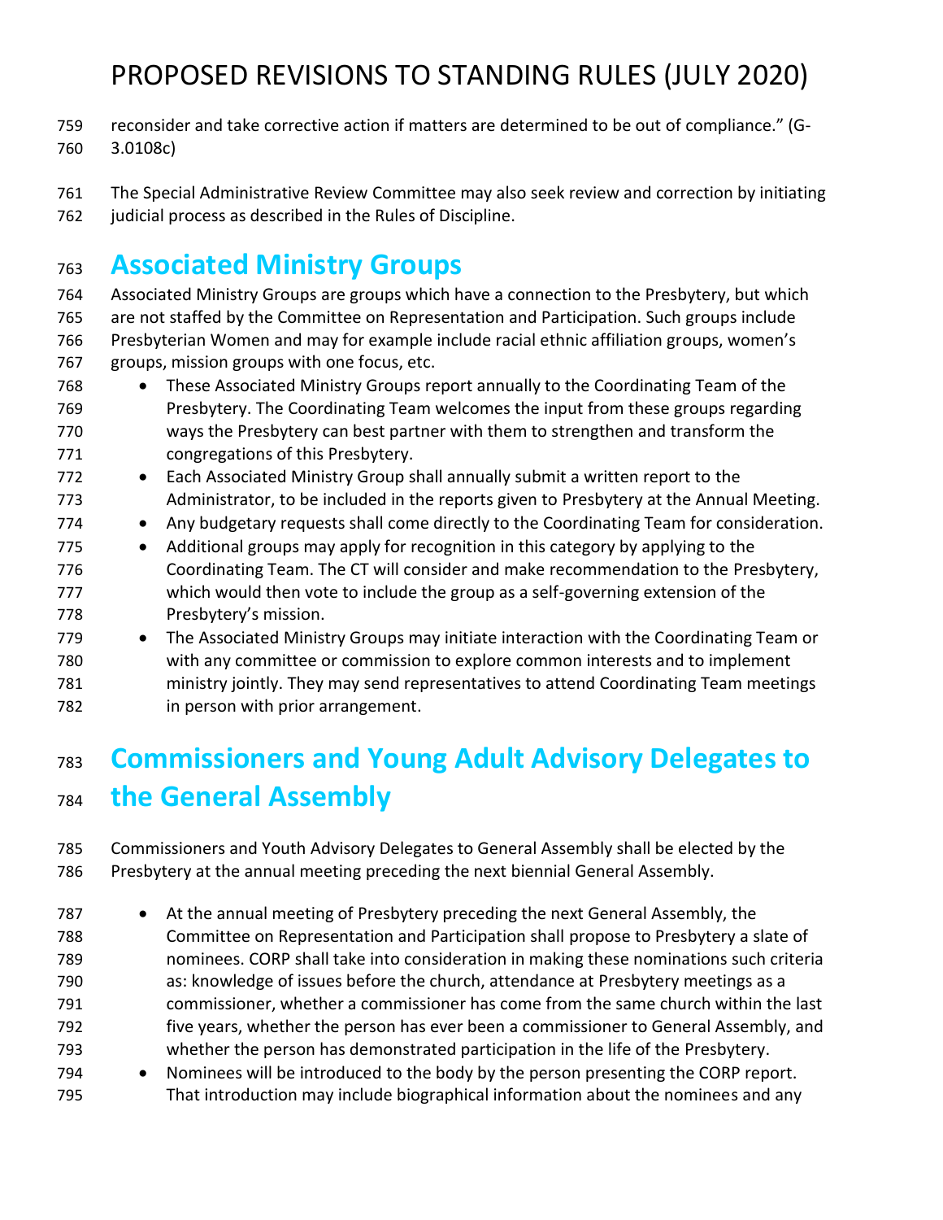reconsider and take corrective action if matters are determined to be out of compliance." (G-3.0108c)

The Special Administrative Review Committee may also seek review and correction by initiating judicial process as described in the Rules of Discipline.

## Associated Ministry Groups

Associated Ministry Groups are groups which have a connection to the Presbytery, but which are not staffed by the Committee on Representation and Participation. Such groups include Presbyterian Women and may for example include racial ethnic affiliation groups, women's groups, mission groups with one focus, etc.

- These Associated Ministry Groups report annually to the Coordinating Team of the Presbytery. The Coordinating Team welcomes the input from these groups regarding ways the Presbytery can best partner with them to strengthen and transform the congregations of this Presbytery.
- Each Associated Ministry Group shall annually submit a written report to the Administrator, to be included in the reports given to Presbytery at the Annual Meeting.
- Any budgetary requests shall come directly to the Coordinating Team for consideration.
- Additional groups may apply for recognition in this category by applying to the Coordinating Team. The CT will consider and make recommendation to the Presbytery, which would then vote to include the group as a self-governing extension of the Presbytery's mission.
- The Associated Ministry Groups may initiate interaction with the Coordinating Team or with any committee or commission to explore common interests and to implement ministry jointly. They may send representatives to attend Coordinating Team meetings in person with prior arrangement.

## Commissioners and Young Adult Advisory Delegates to the General Assembly

Commissioners and Youth Advisory Delegates to General Assembly shall be elected by the Presbytery at the annual meeting preceding the next biennial General Assembly.

- At the annual meeting of Presbytery preceding the next General Assembly, the Committee on Representation and Participation shall propose to Presbytery a slate of nominees. CORP shall take into consideration in making these nominations such criteria as: knowledge of issues before the church, attendance at Presbytery meetings as a commissioner, whether a commissioner has come from the same church within the last five years, whether the person has ever been a commissioner to General Assembly, and whether the person has demonstrated participation in the life of the Presbytery.
- Nominees will be introduced to the body by the person presenting the CORP report. That introduction may include biographical information about the nominees and any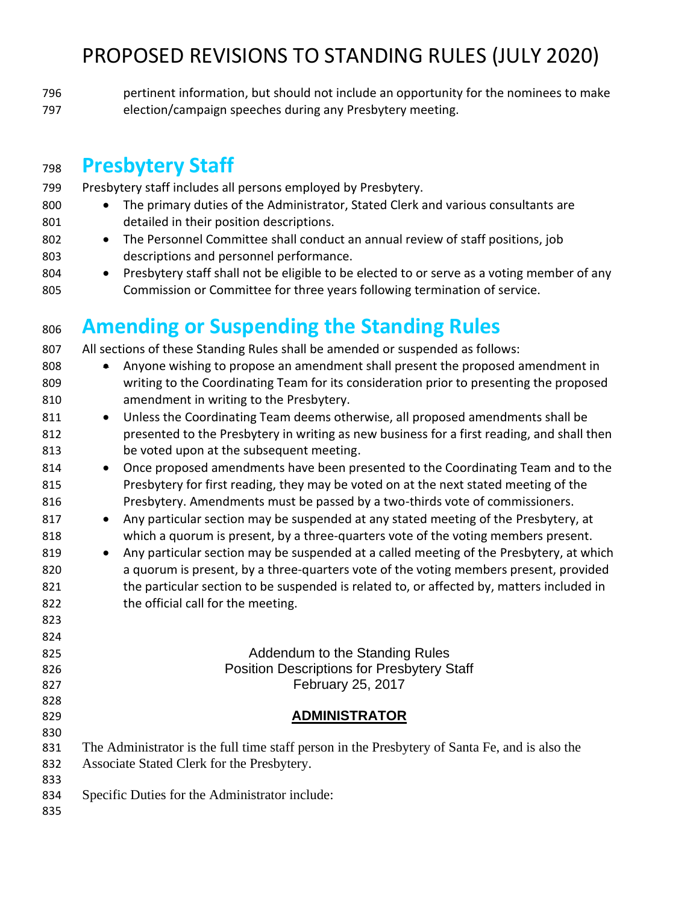pertinent information, but should not include an opportunity for the nominees to make election/campaign speeches during any Presbytery meeting.

# Presbytery Staff

Presbytery staff includes all persons employed by Presbytery.

- The primary duties of the Administrator, Stated Clerk and various consultants are detailed in their position descriptions.
- The Personnel Committee shall conduct an annual review of staff positions, job descriptions and personnel performance.
- Presbytery staff shall not be eligible to be elected to or serve as a voting member of any Commission or Committee for three years following termination of service.

# Amending or Suspending the Standing Rules

All sections of these Standing Rules shall be amended or suspended as follows:

- Anyone wishing to propose an amendment shall present the proposed amendment in writing to the Coordinating Team for its consideration prior to presenting the proposed amendment in writing to the Presbytery.
- Unless the Coordinating Team deems otherwise, all proposed amendments shall be presented to the Presbytery in writing as new business for a first reading, and shall then be voted upon at the subsequent meeting.
- Once proposed amendments have been presented to the Coordinating Team and to the Presbytery for first reading, they may be voted on at the next stated meeting of the Presbytery. Amendments must be passed by a two-thirds vote of commissioners.
- Any particular section may be suspended at any stated meeting of the Presbytery, at which a quorum is present, by a three-quarters vote of the voting members present.
- Any particular section may be suspended at a called meeting of the Presbytery, at which a quorum is present, by a three-quarters vote of the voting members present, provided the particular section to be suspended is related to, or affected by, matters included in the official call for the meeting.

Addendum to the Standing Rules
Position Descriptions for Presbytery Staff
February 25, 2017

## ADMINISTRATOR

The Administrator is the full time staff person in the Presbytery of Santa Fe, and is also the Associate Stated Clerk for the Presbytery.

Specific Duties for the Administrator include: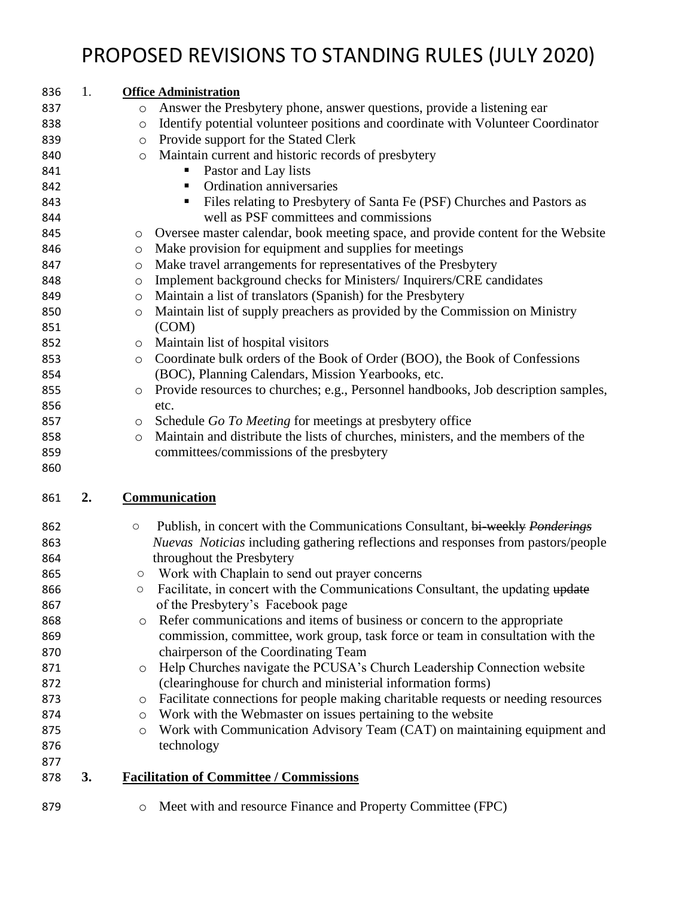# PROPOSED REVISIONS TO STANDING RULES (JULY 2020)

1. **Office Administration**
   - Answer the Presbytery phone, answer questions, provide a listening ear
   - Identify potential volunteer positions and coordinate with Volunteer Coordinator
   - Provide support for the Stated Clerk
   - Maintain current and historic records of presbytery
     - Pastor and Lay lists
     - Ordination anniversaries
     - Files relating to Presbytery of Santa Fe (PSF) Churches and Pastors as well as PSF committees and commissions
   - Oversee master calendar, book meeting space, and provide content for the Website
   - Make provision for equipment and supplies for meetings
   - Make travel arrangements for representatives of the Presbytery
   - Implement background checks for Ministers/ Inquirers/CRE candidates
   - Maintain a list of translators (Spanish) for the Presbytery
   - Maintain list of supply preachers as provided by the Commission on Ministry (COM)
   - Maintain list of hospital visitors
   - Coordinate bulk orders of the Book of Order (BOO), the Book of Confessions (BOC), Planning Calendars, Mission Yearbooks, etc.
   - Provide resources to churches; e.g., Personnel handbooks, Job description samples, etc.
   - Schedule *Go To Meeting* for meetings at presbytery office
   - Maintain and distribute the lists of churches, ministers, and the members of the committees/commissions of the presbytery

2. **Communication**
   - Publish, in concert with the Communications Consultant, ~~bi-weekly~~ ~~*Ponderings*~~ *Nuevas Noticias* including gathering reflections and responses from pastors/people throughout the Presbytery
   - Work with Chaplain to send out prayer concerns
   - Facilitate, in concert with the Communications Consultant, the updating ~~update~~ of the Presbytery's Facebook page
   - Refer communications and items of business or concern to the appropriate commission, committee, work group, task force or team in consultation with the chairperson of the Coordinating Team
   - Help Churches navigate the PCUSA's Church Leadership Connection website (clearinghouse for church and ministerial information forms)
   - Facilitate connections for people making charitable requests or needing resources
   - Work with the Webmaster on issues pertaining to the website
   - Work with Communication Advisory Team (CAT) on maintaining equipment and technology

3. **Facilitation of Committee / Commissions**
   - Meet with and resource Finance and Property Committee (FPC)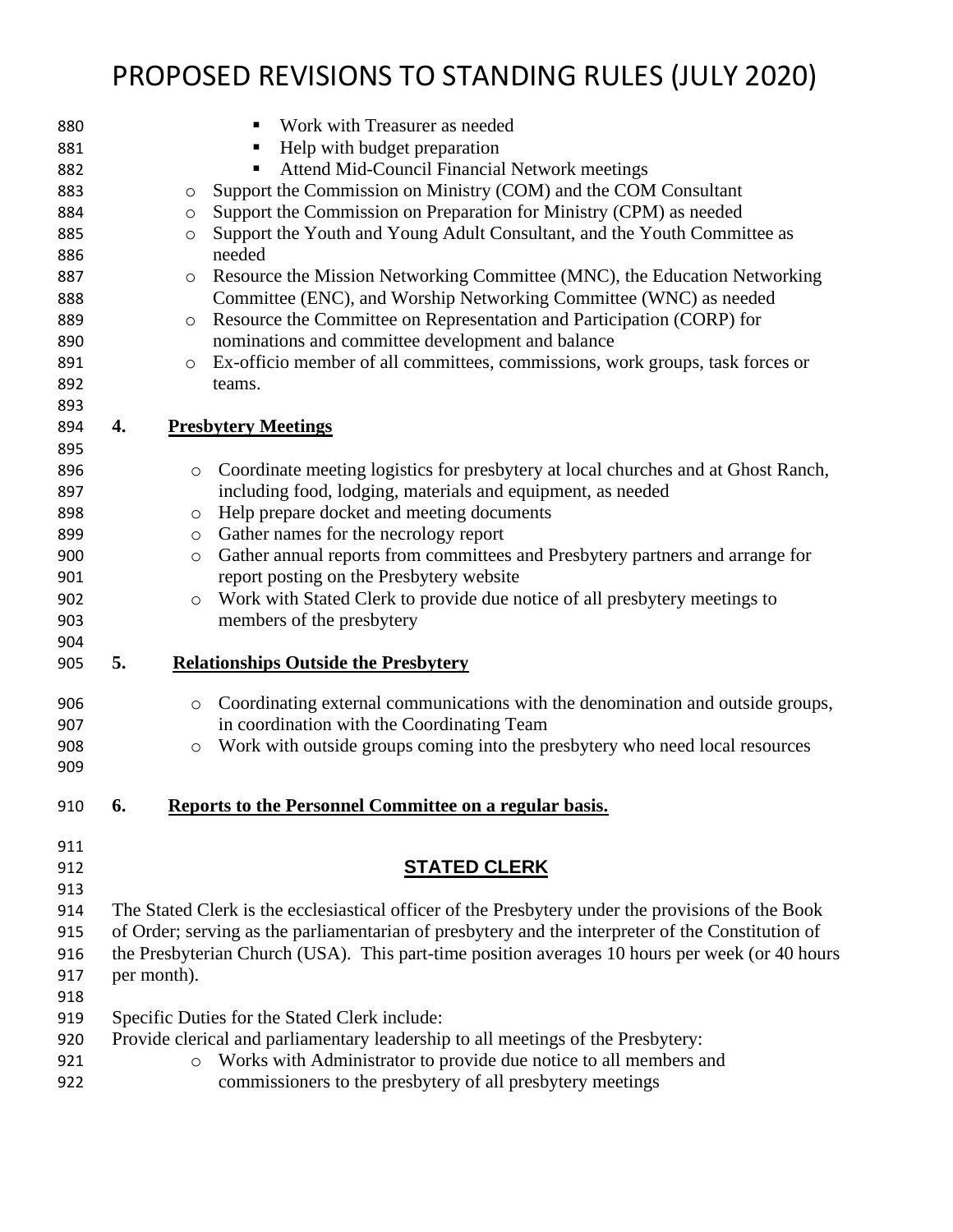- Work with Treasurer as needed
- Help with budget preparation
- Attend Mid-Council Financial Network meetings

- Support the Commission on Ministry (COM) and the COM Consultant
- Support the Commission on Preparation for Ministry (CPM) as needed
- Support the Youth and Young Adult Consultant, and the Youth Committee as needed
- Resource the Mission Networking Committee (MNC), the Education Networking Committee (ENC), and Worship Networking Committee (WNC) as needed
- Resource the Committee on Representation and Participation (CORP) for nominations and committee development and balance
- Ex-officio member of all committees, commissions, work groups, task forces or teams.

**4. <u>Presbytery Meetings</u>**

- Coordinate meeting logistics for presbytery at local churches and at Ghost Ranch, including food, lodging, materials and equipment, as needed
- Help prepare docket and meeting documents
- Gather names for the necrology report
- Gather annual reports from committees and Presbytery partners and arrange for report posting on the Presbytery website
- Work with Stated Clerk to provide due notice of all presbytery meetings to members of the presbytery

**5. <u>Relationships Outside the Presbytery</u>**

- Coordinating external communications with the denomination and outside groups, in coordination with the Coordinating Team
- Work with outside groups coming into the presbytery who need local resources

**6. <u>Reports to the Personnel Committee on a regular basis.</u>**

## STATED CLERK

The Stated Clerk is the ecclesiastical officer of the Presbytery under the provisions of the Book of Order; serving as the parliamentarian of presbytery and the interpreter of the Constitution of the Presbyterian Church (USA). This part-time position averages 10 hours per week (or 40 hours per month).

Specific Duties for the Stated Clerk include:

Provide clerical and parliamentary leadership to all meetings of the Presbytery:

- Works with Administrator to provide due notice to all members and commissioners to the presbytery of all presbytery meetings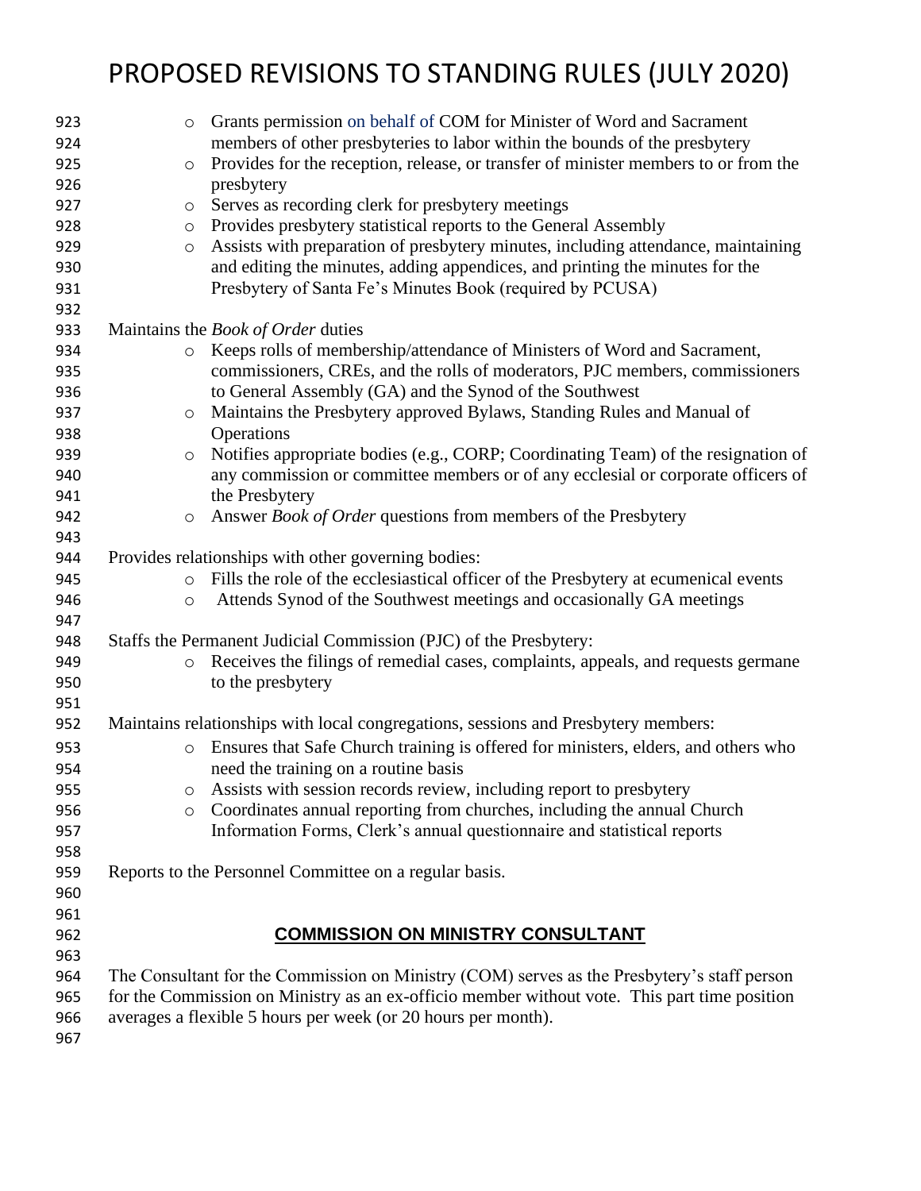- Grants permission on behalf of COM for Minister of Word and Sacrament members of other presbyteries to labor within the bounds of the presbytery
- Provides for the reception, release, or transfer of minister members to or from the presbytery
- Serves as recording clerk for presbytery meetings
- Provides presbytery statistical reports to the General Assembly
- Assists with preparation of presbytery minutes, including attendance, maintaining and editing the minutes, adding appendices, and printing the minutes for the Presbytery of Santa Fe's Minutes Book (required by PCUSA)

Maintains the *Book of Order* duties

- Keeps rolls of membership/attendance of Ministers of Word and Sacrament, commissioners, CREs, and the rolls of moderators, PJC members, commissioners to General Assembly (GA) and the Synod of the Southwest
- Maintains the Presbytery approved Bylaws, Standing Rules and Manual of Operations
- Notifies appropriate bodies (e.g., CORP; Coordinating Team) of the resignation of any commission or committee members or of any ecclesial or corporate officers of the Presbytery
- Answer *Book of Order* questions from members of the Presbytery

Provides relationships with other governing bodies:

- Fills the role of the ecclesiastical officer of the Presbytery at ecumenical events
- Attends Synod of the Southwest meetings and occasionally GA meetings

Staffs the Permanent Judicial Commission (PJC) of the Presbytery:

- Receives the filings of remedial cases, complaints, appeals, and requests germane to the presbytery

Maintains relationships with local congregations, sessions and Presbytery members:

- Ensures that Safe Church training is offered for ministers, elders, and others who need the training on a routine basis
- Assists with session records review, including report to presbytery
- Coordinates annual reporting from churches, including the annual Church Information Forms, Clerk's annual questionnaire and statistical reports

Reports to the Personnel Committee on a regular basis.

## COMMISSION ON MINISTRY CONSULTANT

The Consultant for the Commission on Ministry (COM) serves as the Presbytery's staff person for the Commission on Ministry as an ex-officio member without vote. This part time position averages a flexible 5 hours per week (or 20 hours per month).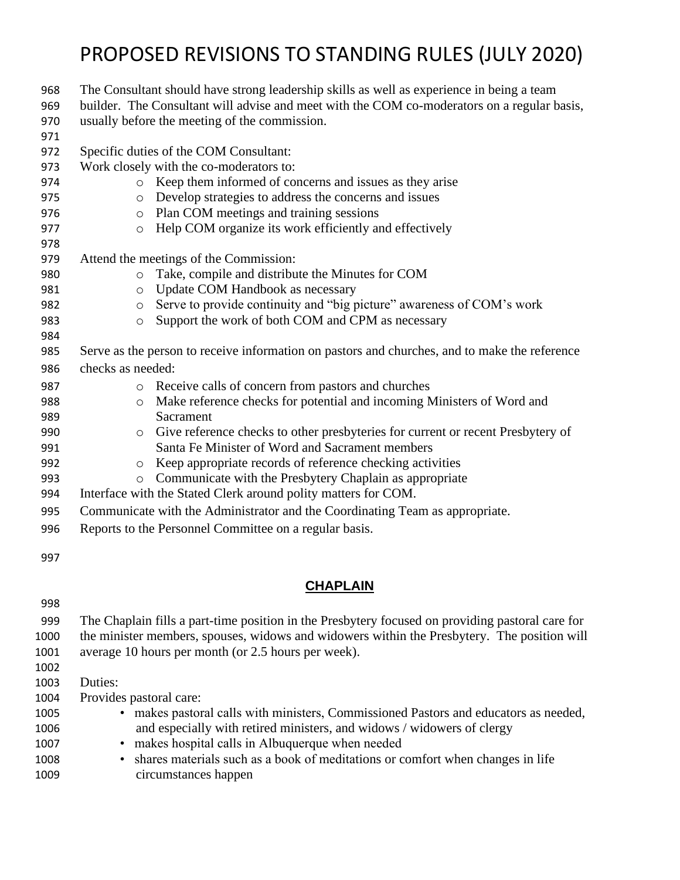# PROPOSED REVISIONS TO STANDING RULES (JULY 2020)

The Consultant should have strong leadership skills as well as experience in being a team builder. The Consultant will advise and meet with the COM co-moderators on a regular basis, usually before the meeting of the commission.

Specific duties of the COM Consultant:

Work closely with the co-moderators to:

- Keep them informed of concerns and issues as they arise
- Develop strategies to address the concerns and issues
- Plan COM meetings and training sessions
- Help COM organize its work efficiently and effectively

Attend the meetings of the Commission:

- Take, compile and distribute the Minutes for COM
- Update COM Handbook as necessary
- Serve to provide continuity and "big picture" awareness of COM's work
- Support the work of both COM and CPM as necessary

Serve as the person to receive information on pastors and churches, and to make the reference checks as needed:

- Receive calls of concern from pastors and churches
- Make reference checks for potential and incoming Ministers of Word and Sacrament
- Give reference checks to other presbyteries for current or recent Presbytery of Santa Fe Minister of Word and Sacrament members
- Keep appropriate records of reference checking activities
- Communicate with the Presbytery Chaplain as appropriate

Interface with the Stated Clerk around polity matters for COM.

Communicate with the Administrator and the Coordinating Team as appropriate.

Reports to the Personnel Committee on a regular basis.

## CHAPLAIN

The Chaplain fills a part-time position in the Presbytery focused on providing pastoral care for the minister members, spouses, widows and widowers within the Presbytery. The position will average 10 hours per month (or 2.5 hours per week).

Duties:

Provides pastoral care:

- makes pastoral calls with ministers, Commissioned Pastors and educators as needed, and especially with retired ministers, and widows / widowers of clergy
- makes hospital calls in Albuquerque when needed
- shares materials such as a book of meditations or comfort when changes in life circumstances happen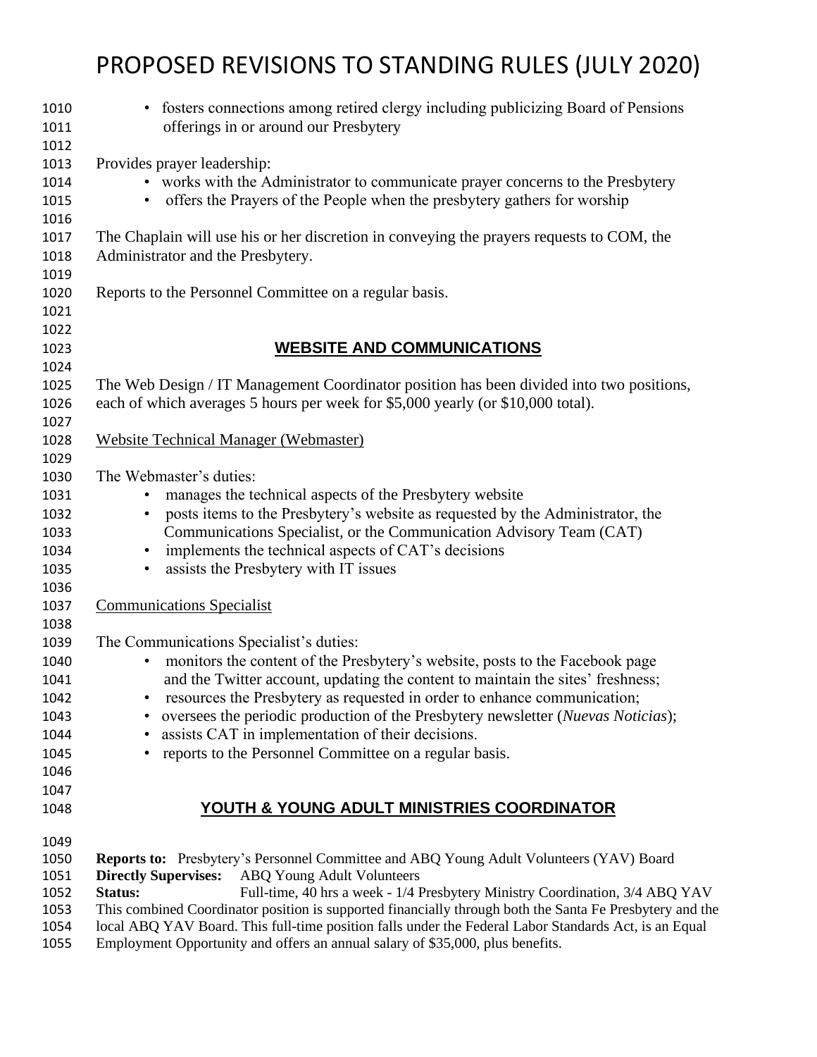- fosters connections among retired clergy including publicizing Board of Pensions offerings in or around our Presbytery

Provides prayer leadership:

- works with the Administrator to communicate prayer concerns to the Presbytery
- offers the Prayers of the People when the presbytery gathers for worship

The Chaplain will use his or her discretion in conveying the prayers requests to COM, the Administrator and the Presbytery.

Reports to the Personnel Committee on a regular basis.

## WEBSITE AND COMMUNICATIONS

The Web Design / IT Management Coordinator position has been divided into two positions, each of which averages 5 hours per week for $5,000 yearly (or $10,000 total).

Website Technical Manager (Webmaster)

The Webmaster's duties:

- manages the technical aspects of the Presbytery website
- posts items to the Presbytery's website as requested by the Administrator, the Communications Specialist, or the Communication Advisory Team (CAT)
- implements the technical aspects of CAT's decisions
- assists the Presbytery with IT issues

Communications Specialist

The Communications Specialist's duties:

- monitors the content of the Presbytery's website, posts to the Facebook page and the Twitter account, updating the content to maintain the sites' freshness;
- resources the Presbytery as requested in order to enhance communication;
- oversees the periodic production of the Presbytery newsletter (*Nuevas Noticias*);
- assists CAT in implementation of their decisions.
- reports to the Personnel Committee on a regular basis.

## YOUTH & YOUNG ADULT MINISTRIES COORDINATOR

**Reports to:** Presbytery's Personnel Committee and ABQ Young Adult Volunteers (YAV) Board
**Directly Supervises:** ABQ Young Adult Volunteers
**Status:** Full-time, 40 hrs a week - 1/4 Presbytery Ministry Coordination, 3/4 ABQ YAV
This combined Coordinator position is supported financially through both the Santa Fe Presbytery and the local ABQ YAV Board. This full-time position falls under the Federal Labor Standards Act, is an Equal Employment Opportunity and offers an annual salary of $35,000, plus benefits.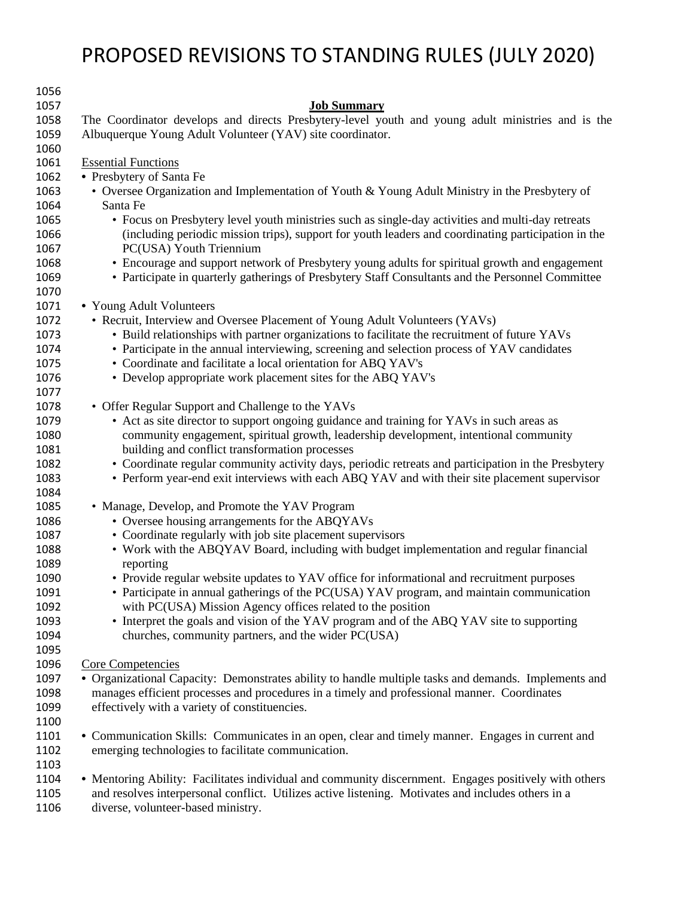# PROPOSED REVISIONS TO STANDING RULES (JULY 2020)

**Job Summary**

The Coordinator develops and directs Presbytery-level youth and young adult ministries and is the Albuquerque Young Adult Volunteer (YAV) site coordinator.

Essential Functions

- Presbytery of Santa Fe
  - Oversee Organization and Implementation of Youth & Young Adult Ministry in the Presbytery of Santa Fe
    - Focus on Presbytery level youth ministries such as single-day activities and multi-day retreats (including periodic mission trips), support for youth leaders and coordinating participation in the PC(USA) Youth Triennium
    - Encourage and support network of Presbytery young adults for spiritual growth and engagement
    - Participate in quarterly gatherings of Presbytery Staff Consultants and the Personnel Committee

- Young Adult Volunteers
  - Recruit, Interview and Oversee Placement of Young Adult Volunteers (YAVs)
    - Build relationships with partner organizations to facilitate the recruitment of future YAVs
    - Participate in the annual interviewing, screening and selection process of YAV candidates
    - Coordinate and facilitate a local orientation for ABQ YAV's
    - Develop appropriate work placement sites for the ABQ YAV's

  - Offer Regular Support and Challenge to the YAVs
    - Act as site director to support ongoing guidance and training for YAVs in such areas as community engagement, spiritual growth, leadership development, intentional community building and conflict transformation processes
    - Coordinate regular community activity days, periodic retreats and participation in the Presbytery
    - Perform year-end exit interviews with each ABQ YAV and with their site placement supervisor

  - Manage, Develop, and Promote the YAV Program
    - Oversee housing arrangements for the ABQYAVs
    - Coordinate regularly with job site placement supervisors
    - Work with the ABQYAV Board, including with budget implementation and regular financial reporting
    - Provide regular website updates to YAV office for informational and recruitment purposes
    - Participate in annual gatherings of the PC(USA) YAV program, and maintain communication with PC(USA) Mission Agency offices related to the position
    - Interpret the goals and vision of the YAV program and of the ABQ YAV site to supporting churches, community partners, and the wider PC(USA)

Core Competencies

- Organizational Capacity: Demonstrates ability to handle multiple tasks and demands. Implements and manages efficient processes and procedures in a timely and professional manner. Coordinates effectively with a variety of constituencies.

- Communication Skills: Communicates in an open, clear and timely manner. Engages in current and emerging technologies to facilitate communication.

- Mentoring Ability: Facilitates individual and community discernment. Engages positively with others and resolves interpersonal conflict. Utilizes active listening. Motivates and includes others in a diverse, volunteer-based ministry.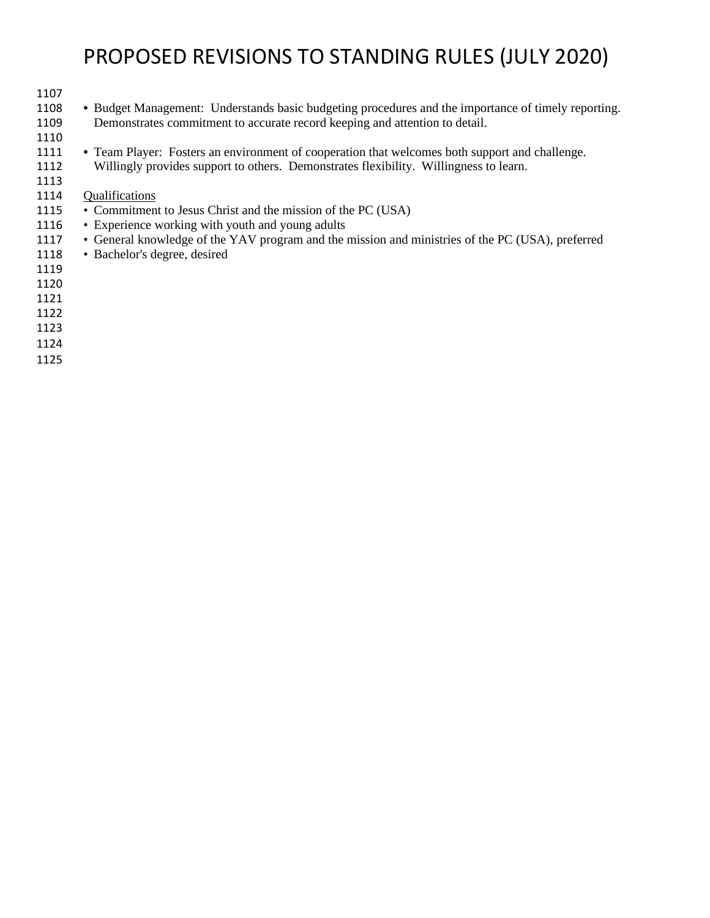- Budget Management: Understands basic budgeting procedures and the importance of timely reporting. Demonstrates commitment to accurate record keeping and attention to detail.

- Team Player: Fosters an environment of cooperation that welcomes both support and challenge. Willingly provides support to others. Demonstrates flexibility. Willingness to learn.

<u>Qualifications</u>

- Commitment to Jesus Christ and the mission of the PC (USA)
- Experience working with youth and young adults
- General knowledge of the YAV program and the mission and ministries of the PC (USA), preferred
- Bachelor's degree, desired